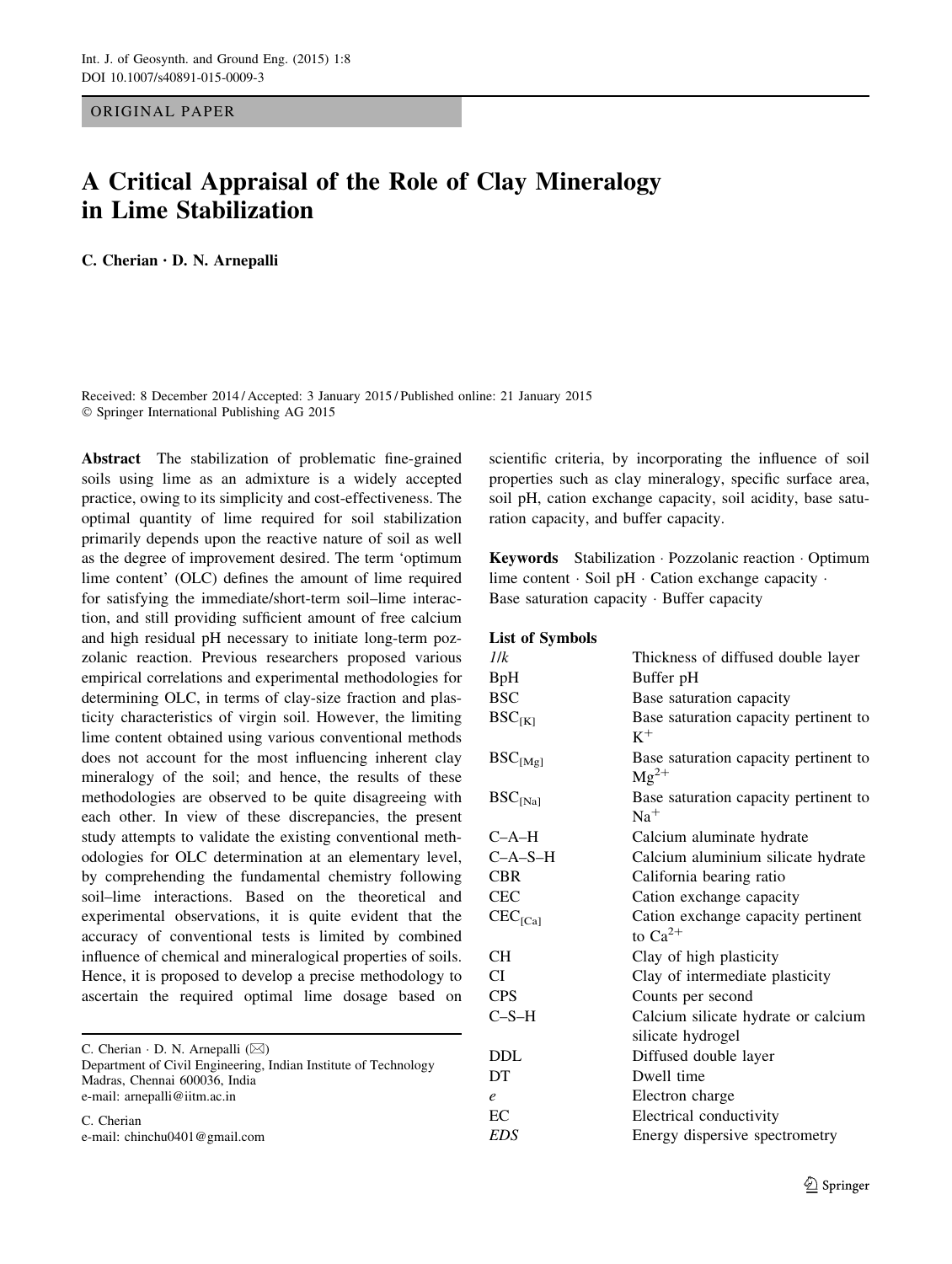ORIGINAL PAPER

# A Critical Appraisal of the Role of Clay Mineralogy in Lime Stabilization

**C. Cherian · D. N. Arnepalli**

Received: 8 December 2014 / Accepted: 3 January 2015 / Published online: 21 January 2015
© Springer International Publishing AG 2015

**Abstract** The stabilization of problematic fine-grained soils using lime as an admixture is a widely accepted practice, owing to its simplicity and cost-effectiveness. The optimal quantity of lime required for soil stabilization primarily depends upon the reactive nature of soil as well as the degree of improvement desired. The term 'optimum lime content' (OLC) defines the amount of lime required for satisfying the immediate/short-term soil–lime interaction, and still providing sufficient amount of free calcium and high residual pH necessary to initiate long-term pozzolanic reaction. Previous researchers proposed various empirical correlations and experimental methodologies for determining OLC, in terms of clay-size fraction and plasticity characteristics of virgin soil. However, the limiting lime content obtained using various conventional methods does not account for the most influencing inherent clay mineralogy of the soil; and hence, the results of these methodologies are observed to be quite disagreeing with each other. In view of these discrepancies, the present study attempts to validate the existing conventional methodologies for OLC determination at an elementary level, by comprehending the fundamental chemistry following soil–lime interactions. Based on the theoretical and experimental observations, it is quite evident that the accuracy of conventional tests is limited by combined influence of chemical and mineralogical properties of soils. Hence, it is proposed to develop a precise methodology to ascertain the required optimal lime dosage based on scientific criteria, by incorporating the influence of soil properties such as clay mineralogy, specific surface area, soil pH, cation exchange capacity, soil acidity, base saturation capacity, and buffer capacity.

**Keywords** Stabilization · Pozzolanic reaction · Optimum lime content · Soil pH · Cation exchange capacity · Base saturation capacity · Buffer capacity

C. Cherian · D. N. Arnepalli (✉)
Department of Civil Engineering, Indian Institute of Technology Madras, Chennai 600036, India
e-mail: arnepalli@iitm.ac.in

C. Cherian
e-mail: chinchu0401@gmail.com

**List of Symbols**

| | |
|---|---|
| *1/k* | Thickness of diffused double layer |
| BpH | Buffer pH |
| BSC | Base saturation capacity |
| $BSC_{[K]}$ | Base saturation capacity pertinent to $K^+$ |
| $BSC_{[Mg]}$ | Base saturation capacity pertinent to $Mg^{2+}$ |
| $BSC_{[Na]}$ | Base saturation capacity pertinent to $Na^+$ |
| C–A–H | Calcium aluminate hydrate |
| C–A–S–H | Calcium aluminium silicate hydrate |
| CBR | California bearing ratio |
| CEC | Cation exchange capacity |
| $CEC_{[Ca]}$ | Cation exchange capacity pertinent to $Ca^{2+}$ |
| CH | Clay of high plasticity |
| CI | Clay of intermediate plasticity |
| CPS | Counts per second |
| C–S–H | Calcium silicate hydrate or calcium silicate hydrogel |
| DDL | Diffused double layer |
| DT | Dwell time |
| *e* | Electron charge |
| EC | Electrical conductivity |
| *EDS* | Energy dispersive spectrometry |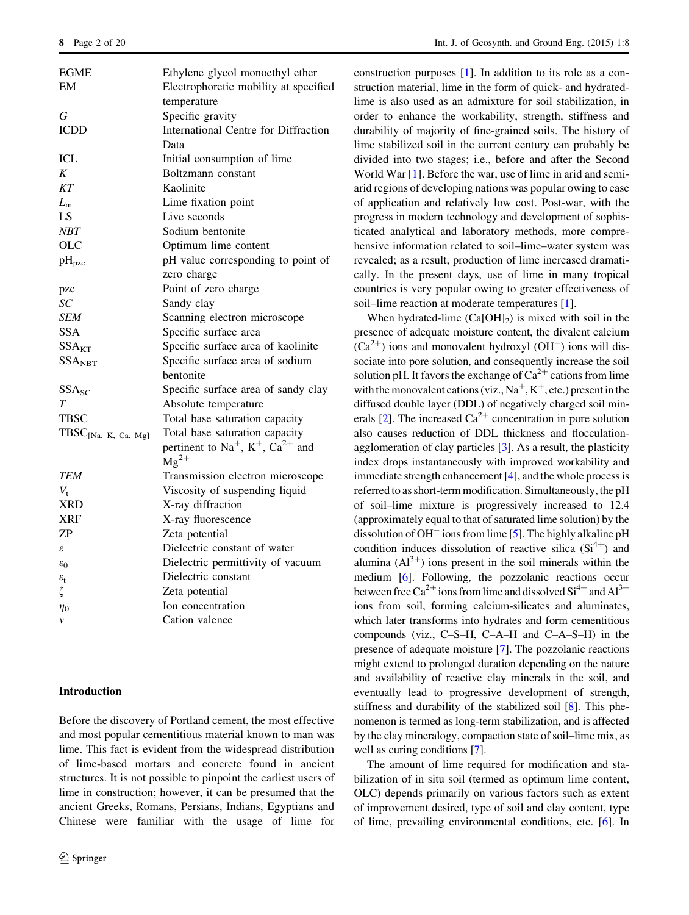| | |
|---|---|
| EGME | Ethylene glycol monoethyl ether |
| EM | Electrophoretic mobility at specified temperature |
| *G* | Specific gravity |
| ICDD | International Centre for Diffraction Data |
| ICL | Initial consumption of lime |
| *K* | Boltzmann constant |
| *KT* | Kaolinite |
| $L_m$ | Lime fixation point |
| LS | Live seconds |
| *NBT* | Sodium bentonite |
| OLC | Optimum lime content |
| $pH_{pzc}$ | pH value corresponding to point of zero charge |
| pzc | Point of zero charge |
| *SC* | Sandy clay |
| *SEM* | Scanning electron microscope |
| SSA | Specific surface area |
| $SSA_{KT}$ | Specific surface area of kaolinite |
| $SSA_{NBT}$ | Specific surface area of sodium bentonite |
| $SSA_{SC}$ | Specific surface area of sandy clay |
| *T* | Absolute temperature |
| TBSC | Total base saturation capacity |
| $TBSC_{[Na,\ K,\ Ca,\ Mg]}$ | Total base saturation capacity pertinent to $Na^+$, $K^+$, $Ca^{2+}$ and $Mg^{2+}$ |
| *TEM* | Transmission electron microscope |
| $V_t$ | Viscosity of suspending liquid |
| XRD | X-ray diffraction |
| XRF | X-ray fluorescence |
| ZP | Zeta potential |
| $\varepsilon$ | Dielectric constant of water |
| $\varepsilon_0$ | Dielectric permittivity of vacuum |
| $\varepsilon_t$ | Dielectric constant |
| $\zeta$ | Zeta potential |
| $\eta_0$ | Ion concentration |
| $v$ | Cation valence |

## Introduction

Before the discovery of Portland cement, the most effective and most popular cementitious material known to man was lime. This fact is evident from the widespread distribution of lime-based mortars and concrete found in ancient structures. It is not possible to pinpoint the earliest users of lime in construction; however, it can be presumed that the ancient Greeks, Romans, Persians, Indians, Egyptians and Chinese were familiar with the usage of lime for construction purposes [1]. In addition to its role as a construction material, lime in the form of quick- and hydrated-lime is also used as an admixture for soil stabilization, in order to enhance the workability, strength, stiffness and durability of majority of fine-grained soils. The history of lime stabilized soil in the current century can probably be divided into two stages; i.e., before and after the Second World War [1]. Before the war, use of lime in arid and semi-arid regions of developing nations was popular owing to ease of application and relatively low cost. Post-war, with the progress in modern technology and development of sophisticated analytical and laboratory methods, more comprehensive information related to soil–lime–water system was revealed; as a result, production of lime increased dramatically. In the present days, use of lime in many tropical countries is very popular owing to greater effectiveness of soil–lime reaction at moderate temperatures [1].

When hydrated-lime ($Ca[OH]_2$) is mixed with soil in the presence of adequate moisture content, the divalent calcium ($Ca^{2+}$) ions and monovalent hydroxyl ($OH^-$) ions will dissociate into pore solution, and consequently increase the soil solution pH. It favors the exchange of $Ca^{2+}$ cations from lime with the monovalent cations (viz., $Na^+$, $K^+$, etc.) present in the diffused double layer (DDL) of negatively charged soil minerals [2]. The increased $Ca^{2+}$ concentration in pore solution also causes reduction of DDL thickness and flocculation-agglomeration of clay particles [3]. As a result, the plasticity index drops instantaneously with improved workability and immediate strength enhancement [4], and the whole process is referred to as short-term modification. Simultaneously, the pH of soil–lime mixture is progressively increased to 12.4 (approximately equal to that of saturated lime solution) by the dissolution of $OH^-$ ions from lime [5]. The highly alkaline pH condition induces dissolution of reactive silica ($Si^{4+}$) and alumina ($Al^{3+}$) ions present in the soil minerals within the medium [6]. Following, the pozzolanic reactions occur between free $Ca^{2+}$ ions from lime and dissolved $Si^{4+}$ and $Al^{3+}$ ions from soil, forming calcium-silicates and aluminates, which later transforms into hydrates and form cementitious compounds (viz., C–S–H, C–A–H and C–A–S–H) in the presence of adequate moisture [7]. The pozzolanic reactions might extend to prolonged duration depending on the nature and availability of reactive clay minerals in the soil, and eventually lead to progressive development of strength, stiffness and durability of the stabilized soil [8]. This phenomenon is termed as long-term stabilization, and is affected by the clay mineralogy, compaction state of soil–lime mix, as well as curing conditions [7].

The amount of lime required for modification and stabilization of in situ soil (termed as optimum lime content, OLC) depends primarily on various factors such as extent of improvement desired, type of soil and clay content, type of lime, prevailing environmental conditions, etc. [6]. In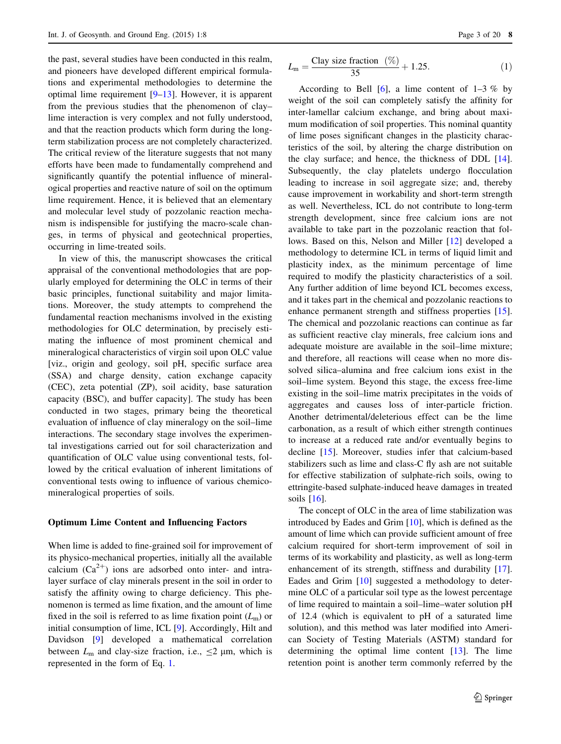the past, several studies have been conducted in this realm, and pioneers have developed different empirical formulations and experimental methodologies to determine the optimal lime requirement [9–13]. However, it is apparent from the previous studies that the phenomenon of clay–lime interaction is very complex and not fully understood, and that the reaction products which form during the long-term stabilization process are not completely characterized. The critical review of the literature suggests that not many efforts have been made to fundamentally comprehend and significantly quantify the potential influence of mineralogical properties and reactive nature of soil on the optimum lime requirement. Hence, it is believed that an elementary and molecular level study of pozzolanic reaction mechanism is indispensible for justifying the macro-scale changes, in terms of physical and geotechnical properties, occurring in lime-treated soils.

In view of this, the manuscript showcases the critical appraisal of the conventional methodologies that are popularly employed for determining the OLC in terms of their basic principles, functional suitability and major limitations. Moreover, the study attempts to comprehend the fundamental reaction mechanisms involved in the existing methodologies for OLC determination, by precisely estimating the influence of most prominent chemical and mineralogical characteristics of virgin soil upon OLC value [viz., origin and geology, soil pH, specific surface area (SSA) and charge density, cation exchange capacity (CEC), zeta potential (ZP), soil acidity, base saturation capacity (BSC), and buffer capacity]. The study has been conducted in two stages, primary being the theoretical evaluation of influence of clay mineralogy on the soil–lime interactions. The secondary stage involves the experimental investigations carried out for soil characterization and quantification of OLC value using conventional tests, followed by the critical evaluation of inherent limitations of conventional tests owing to influence of various chemico-mineralogical properties of soils.

## Optimum Lime Content and Influencing Factors

When lime is added to fine-grained soil for improvement of its physico-mechanical properties, initially all the available calcium ($Ca^{2+}$) ions are adsorbed onto inter- and intra-layer surface of clay minerals present in the soil in order to satisfy the affinity owing to charge deficiency. This phenomenon is termed as lime fixation, and the amount of lime fixed in the soil is referred to as lime fixation point ($L_m$) or initial consumption of lime, ICL [9]. Accordingly, Hilt and Davidson [9] developed a mathematical correlation between $L_m$ and clay-size fraction, i.e., $\leq 2$ μm, which is represented in the form of Eq. 1.

$$L_m = \frac{\text{Clay size fraction } (\%)}{35} + 1.25. \tag{1}$$

According to Bell [6], a lime content of 1–3 % by weight of the soil can completely satisfy the affinity for inter-lamellar calcium exchange, and bring about maximum modification of soil properties. This nominal quantity of lime poses significant changes in the plasticity characteristics of the soil, by altering the charge distribution on the clay surface; and hence, the thickness of DDL [14]. Subsequently, the clay platelets undergo flocculation leading to increase in soil aggregate size; and, thereby cause improvement in workability and short-term strength as well. Nevertheless, ICL do not contribute to long-term strength development, since free calcium ions are not available to take part in the pozzolanic reaction that follows. Based on this, Nelson and Miller [12] developed a methodology to determine ICL in terms of liquid limit and plasticity index, as the minimum percentage of lime required to modify the plasticity characteristics of a soil. Any further addition of lime beyond ICL becomes excess, and it takes part in the chemical and pozzolanic reactions to enhance permanent strength and stiffness properties [15]. The chemical and pozzolanic reactions can continue as far as sufficient reactive clay minerals, free calcium ions and adequate moisture are available in the soil–lime mixture; and therefore, all reactions will cease when no more dissolved silica–alumina and free calcium ions exist in the soil–lime system. Beyond this stage, the excess free-lime existing in the soil–lime matrix precipitates in the voids of aggregates and causes loss of inter-particle friction. Another detrimental/deleterious effect can be the lime carbonation, as a result of which either strength continues to increase at a reduced rate and/or eventually begins to decline [15]. Moreover, studies infer that calcium-based stabilizers such as lime and class-C fly ash are not suitable for effective stabilization of sulphate-rich soils, owing to ettringite-based sulphate-induced heave damages in treated soils [16].

The concept of OLC in the area of lime stabilization was introduced by Eades and Grim [10], which is defined as the amount of lime which can provide sufficient amount of free calcium required for short-term improvement of soil in terms of its workability and plasticity, as well as long-term enhancement of its strength, stiffness and durability [17]. Eades and Grim [10] suggested a methodology to determine OLC of a particular soil type as the lowest percentage of lime required to maintain a soil–lime–water solution pH of 12.4 (which is equivalent to pH of a saturated lime solution), and this method was later modified into American Society of Testing Materials (ASTM) standard for determining the optimal lime content [13]. The lime retention point is another term commonly referred by the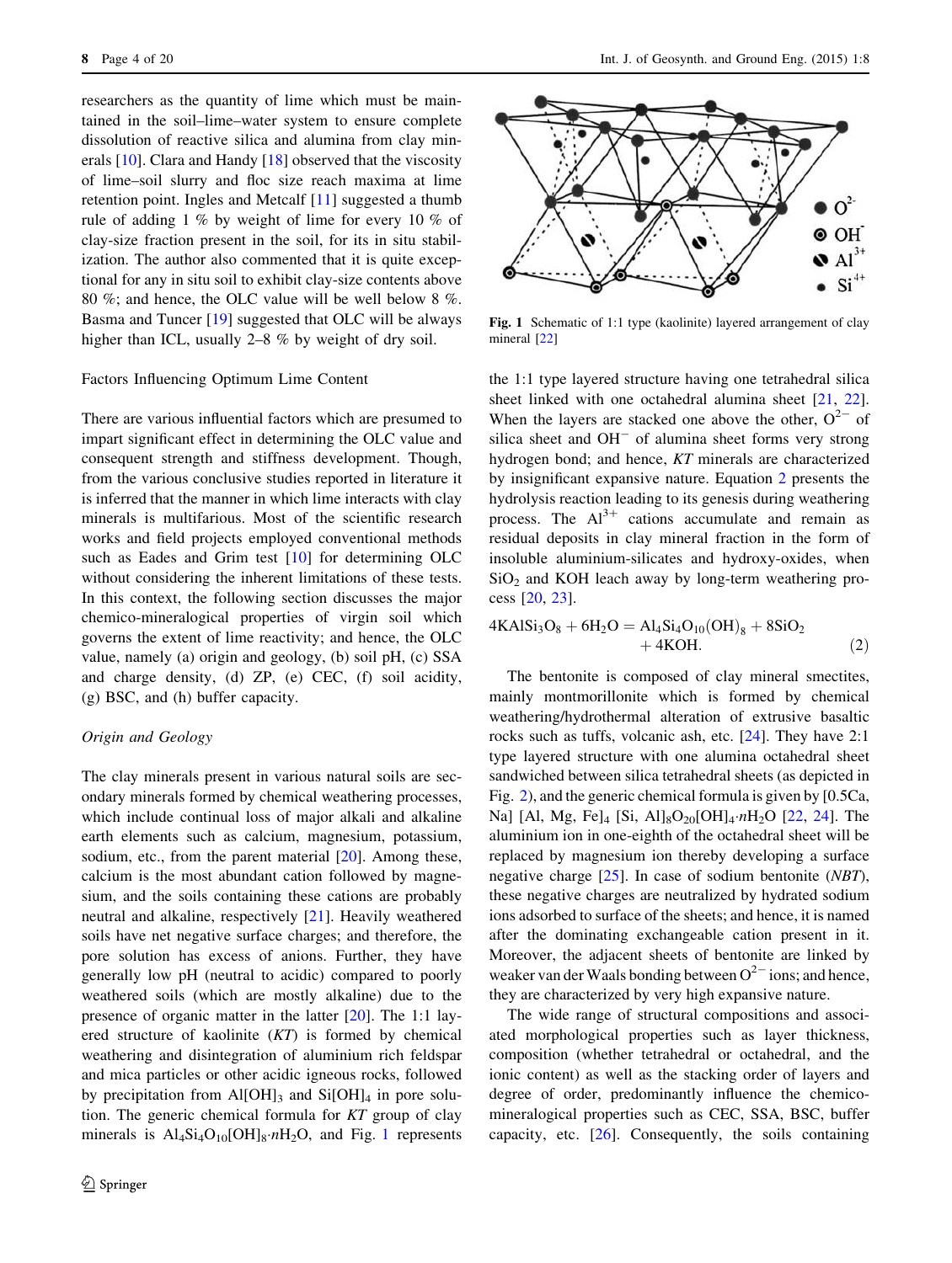researchers as the quantity of lime which must be maintained in the soil–lime–water system to ensure complete dissolution of reactive silica and alumina from clay minerals [10]. Clara and Handy [18] observed that the viscosity of lime–soil slurry and floc size reach maxima at lime retention point. Ingles and Metcalf [11] suggested a thumb rule of adding 1 % by weight of lime for every 10 % of clay-size fraction present in the soil, for its in situ stabilization. The author also commented that it is quite exceptional for any in situ soil to exhibit clay-size contents above 80 %; and hence, the OLC value will be well below 8 %. Basma and Tuncer [19] suggested that OLC will be always higher than ICL, usually 2–8 % by weight of dry soil.

## Factors Influencing Optimum Lime Content

There are various influential factors which are presumed to impart significant effect in determining the OLC value and consequent strength and stiffness development. Though, from the various conclusive studies reported in literature it is inferred that the manner in which lime interacts with clay minerals is multifarious. Most of the scientific research works and field projects employed conventional methods such as Eades and Grim test [10] for determining OLC without considering the inherent limitations of these tests. In this context, the following section discusses the major chemico-mineralogical properties of virgin soil which governs the extent of lime reactivity; and hence, the OLC value, namely (a) origin and geology, (b) soil pH, (c) SSA and charge density, (d) ZP, (e) CEC, (f) soil acidity, (g) BSC, and (h) buffer capacity.

### *Origin and Geology*

The clay minerals present in various natural soils are secondary minerals formed by chemical weathering processes, which include continual loss of major alkali and alkaline earth elements such as calcium, magnesium, potassium, sodium, etc., from the parent material [20]. Among these, calcium is the most abundant cation followed by magnesium, and the soils containing these cations are probably neutral and alkaline, respectively [21]. Heavily weathered soils have net negative surface charges; and therefore, the pore solution has excess of anions. Further, they have generally low pH (neutral to acidic) compared to poorly weathered soils (which are mostly alkaline) due to the presence of organic matter in the latter [20]. The 1:1 layered structure of kaolinite (*KT*) is formed by chemical weathering and disintegration of aluminium rich feldspar and mica particles or other acidic igneous rocks, followed by precipitation from $Al[OH]_3$ and $Si[OH]_4$ in pore solution. The generic chemical formula for *KT* group of clay minerals is $Al_4Si_4O_{10}[OH]_8{\cdot}nH_2O$, and Fig. 1 represents the 1:1 type layered structure having one tetrahedral silica sheet linked with one octahedral alumina sheet [21, 22]. When the layers are stacked one above the other, $O^{2-}$ of silica sheet and $OH^{-}$ of alumina sheet forms very strong hydrogen bond; and hence, *KT* minerals are characterized by insignificant expansive nature. Equation 2 presents the hydrolysis reaction leading to its genesis during weathering process. The $Al^{3+}$ cations accumulate and remain as residual deposits in clay mineral fraction in the form of insoluble aluminium-silicates and hydroxy-oxides, when $SiO_2$ and KOH leach away by long-term weathering process [20, 23].

Fig. 1 Schematic of 1:1 type (kaolinite) layered arrangement of clay mineral [22]

$$4KAlSi_3O_8 + 6H_2O = Al_4Si_4O_{10}(OH)_8 + 8SiO_2 + 4KOH. \qquad (2)$$

The bentonite is composed of clay mineral smectites, mainly montmorillonite which is formed by chemical weathering/hydrothermal alteration of extrusive basaltic rocks such as tuffs, volcanic ash, etc. [24]. They have 2:1 type layered structure with one alumina octahedral sheet sandwiched between silica tetrahedral sheets (as depicted in Fig. 2), and the generic chemical formula is given by $[0.5Ca, Na]\ [Al, Mg, Fe]_4\ [Si, Al]_8O_{20}[OH]_4{\cdot}nH_2O$ [22, 24]. The aluminium ion in one-eighth of the octahedral sheet will be replaced by magnesium ion thereby developing a surface negative charge [25]. In case of sodium bentonite (*NBT*), these negative charges are neutralized by hydrated sodium ions adsorbed to surface of the sheets; and hence, it is named after the dominating exchangeable cation present in it. Moreover, the adjacent sheets of bentonite are linked by weaker van der Waals bonding between $O^{2-}$ ions; and hence, they are characterized by very high expansive nature.

The wide range of structural compositions and associated morphological properties such as layer thickness, composition (whether tetrahedral or octahedral, and the ionic content) as well as the stacking order of layers and degree of order, predominantly influence the chemico-mineralogical properties such as CEC, SSA, BSC, buffer capacity, etc. [26]. Consequently, the soils containing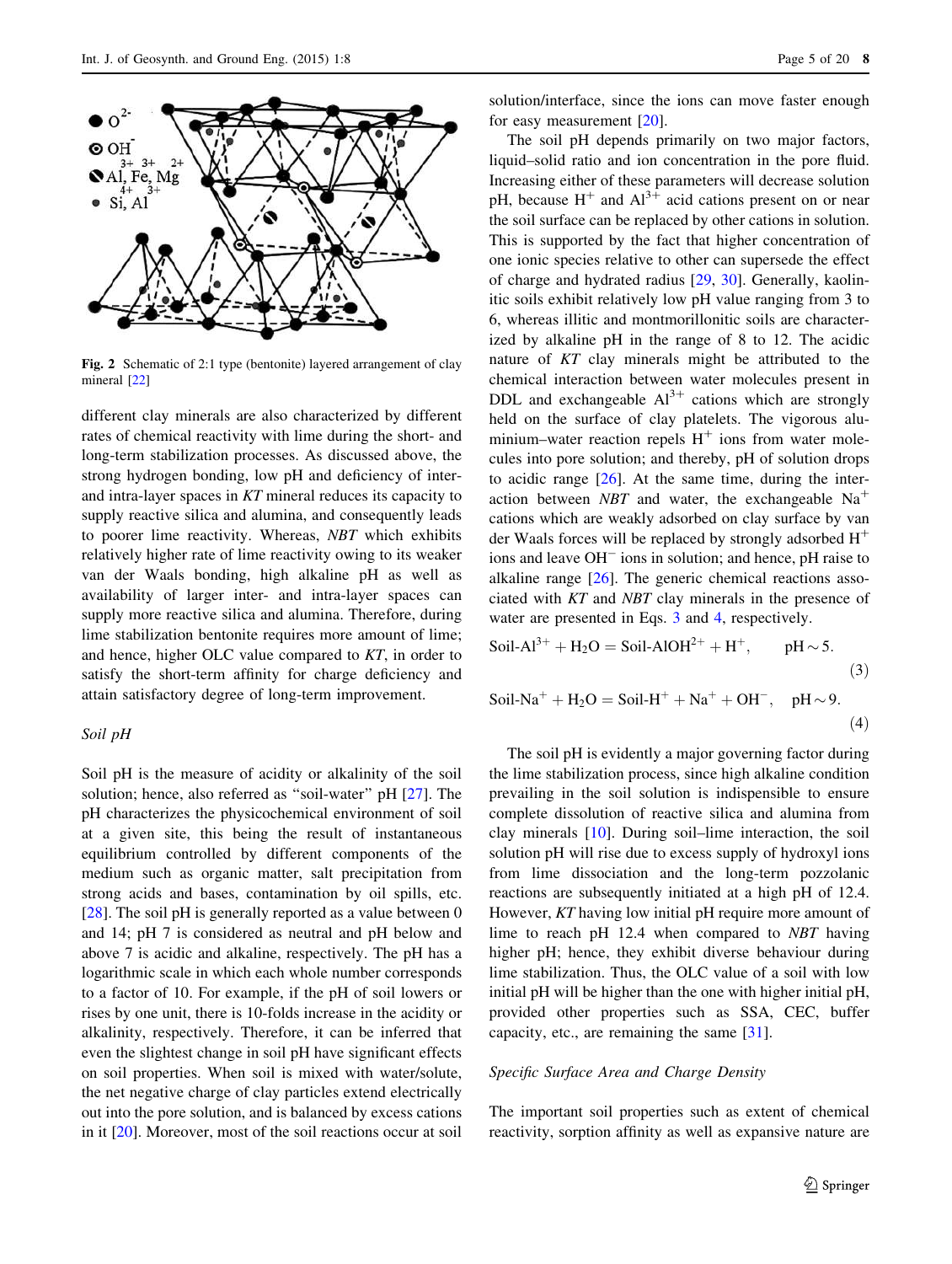Fig. 2 Schematic of 2:1 type (bentonite) layered arrangement of clay mineral [22]

different clay minerals are also characterized by different rates of chemical reactivity with lime during the short- and long-term stabilization processes. As discussed above, the strong hydrogen bonding, low pH and deficiency of inter- and intra-layer spaces in *KT* mineral reduces its capacity to supply reactive silica and alumina, and consequently leads to poorer lime reactivity. Whereas, *NBT* which exhibits relatively higher rate of lime reactivity owing to its weaker van der Waals bonding, high alkaline pH as well as availability of larger inter- and intra-layer spaces can supply more reactive silica and alumina. Therefore, during lime stabilization bentonite requires more amount of lime; and hence, higher OLC value compared to *KT*, in order to satisfy the short-term affinity for charge deficiency and attain satisfactory degree of long-term improvement.

*Soil pH*

Soil pH is the measure of acidity or alkalinity of the soil solution; hence, also referred as "soil-water" pH [27]. The pH characterizes the physicochemical environment of soil at a given site, this being the result of instantaneous equilibrium controlled by different components of the medium such as organic matter, salt precipitation from strong acids and bases, contamination by oil spills, etc. [28]. The soil pH is generally reported as a value between 0 and 14; pH 7 is considered as neutral and pH below and above 7 is acidic and alkaline, respectively. The pH has a logarithmic scale in which each whole number corresponds to a factor of 10. For example, if the pH of soil lowers or rises by one unit, there is 10-folds increase in the acidity or alkalinity, respectively. Therefore, it can be inferred that even the slightest change in soil pH have significant effects on soil properties. When soil is mixed with water/solute, the net negative charge of clay particles extend electrically out into the pore solution, and is balanced by excess cations in it [20]. Moreover, most of the soil reactions occur at soil solution/interface, since the ions can move faster enough for easy measurement [20].

The soil pH depends primarily on two major factors, liquid–solid ratio and ion concentration in the pore fluid. Increasing either of these parameters will decrease solution pH, because $H^+$ and $Al^{3+}$ acid cations present on or near the soil surface can be replaced by other cations in solution. This is supported by the fact that higher concentration of one ionic species relative to other can supersede the effect of charge and hydrated radius [29, 30]. Generally, kaolinitic soils exhibit relatively low pH value ranging from 3 to 6, whereas illitic and montmorillonitic soils are characterized by alkaline pH in the range of 8 to 12. The acidic nature of *KT* clay minerals might be attributed to the chemical interaction between water molecules present in DDL and exchangeable $Al^{3+}$ cations which are strongly held on the surface of clay platelets. The vigorous aluminium–water reaction repels $H^+$ ions from water molecules into pore solution; and thereby, pH of solution drops to acidic range [26]. At the same time, during the interaction between *NBT* and water, the exchangeable $Na^+$ cations which are weakly adsorbed on clay surface by van der Waals forces will be replaced by strongly adsorbed $H^+$ ions and leave $OH^-$ ions in solution; and hence, pH raise to alkaline range [26]. The generic chemical reactions associated with *KT* and *NBT* clay minerals in the presence of water are presented in Eqs. 3 and 4, respectively.

$$\text{Soil-Al}^{3+} + \text{H}_2\text{O} = \text{Soil-AlOH}^{2+} + \text{H}^+, \qquad \text{pH} \sim 5. \tag{3}$$

$$\text{Soil-Na}^{+} + \text{H}_2\text{O} = \text{Soil-H}^{+} + \text{Na}^+ + \text{OH}^-, \quad \text{pH} \sim 9. \tag{4}$$

The soil pH is evidently a major governing factor during the lime stabilization process, since high alkaline condition prevailing in the soil solution is indispensible to ensure complete dissolution of reactive silica and alumina from clay minerals [10]. During soil–lime interaction, the soil solution pH will rise due to excess supply of hydroxyl ions from lime dissociation and the long-term pozzolanic reactions are subsequently initiated at a high pH of 12.4. However, *KT* having low initial pH require more amount of lime to reach pH 12.4 when compared to *NBT* having higher pH; hence, they exhibit diverse behaviour during lime stabilization. Thus, the OLC value of a soil with low initial pH will be higher than the one with higher initial pH, provided other properties such as SSA, CEC, buffer capacity, etc., are remaining the same [31].

*Specific Surface Area and Charge Density*

The important soil properties such as extent of chemical reactivity, sorption affinity as well as expansive nature are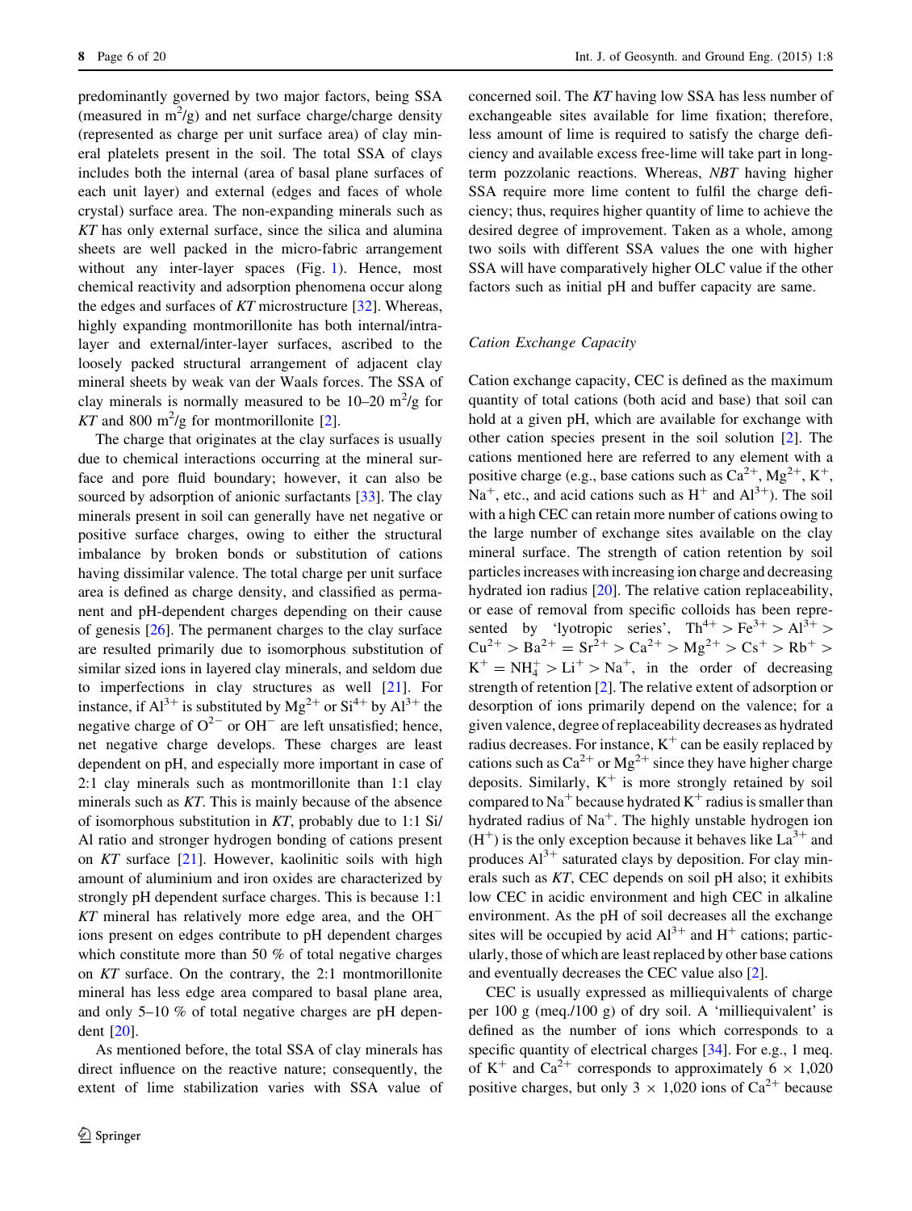predominantly governed by two major factors, being SSA (measured in $m^2/g$) and net surface charge/charge density (represented as charge per unit surface area) of clay mineral platelets present in the soil. The total SSA of clays includes both the internal (area of basal plane surfaces of each unit layer) and external (edges and faces of whole crystal) surface area. The non-expanding minerals such as *KT* has only external surface, since the silica and alumina sheets are well packed in the micro-fabric arrangement without any inter-layer spaces (Fig. 1). Hence, most chemical reactivity and adsorption phenomena occur along the edges and surfaces of *KT* microstructure [32]. Whereas, highly expanding montmorillonite has both internal/intra-layer and external/inter-layer surfaces, ascribed to the loosely packed structural arrangement of adjacent clay mineral sheets by weak van der Waals forces. The SSA of clay minerals is normally measured to be 10–20 $m^2/g$ for *KT* and 800 $m^2/g$ for montmorillonite [2].

The charge that originates at the clay surfaces is usually due to chemical interactions occurring at the mineral surface and pore fluid boundary; however, it can also be sourced by adsorption of anionic surfactants [33]. The clay minerals present in soil can generally have net negative or positive surface charges, owing to either the structural imbalance by broken bonds or substitution of cations having dissimilar valence. The total charge per unit surface area is defined as charge density, and classified as permanent and pH-dependent charges depending on their cause of genesis [26]. The permanent charges to the clay surface are resulted primarily due to isomorphous substitution of similar sized ions in layered clay minerals, and seldom due to imperfections in clay structures as well [21]. For instance, if $Al^{3+}$ is substituted by $Mg^{2+}$ or $Si^{4+}$ by $Al^{3+}$ the negative charge of $O^{2-}$ or $OH^-$ are left unsatisfied; hence, net negative charge develops. These charges are least dependent on pH, and especially more important in case of 2:1 clay minerals such as montmorillonite than 1:1 clay minerals such as *KT*. This is mainly because of the absence of isomorphous substitution in *KT*, probably due to 1:1 Si/Al ratio and stronger hydrogen bonding of cations present on *KT* surface [21]. However, kaolinitic soils with high amount of aluminium and iron oxides are characterized by strongly pH dependent surface charges. This is because 1:1 *KT* mineral has relatively more edge area, and the $OH^-$ ions present on edges contribute to pH dependent charges which constitute more than 50 % of total negative charges on *KT* surface. On the contrary, the 2:1 montmorillonite mineral has less edge area compared to basal plane area, and only 5–10 % of total negative charges are pH dependent [20].

As mentioned before, the total SSA of clay minerals has direct influence on the reactive nature; consequently, the extent of lime stabilization varies with SSA value of concerned soil. The *KT* having low SSA has less number of exchangeable sites available for lime fixation; therefore, less amount of lime is required to satisfy the charge deficiency and available excess free-lime will take part in long-term pozzolanic reactions. Whereas, *NBT* having higher SSA require more lime content to fulfil the charge deficiency; thus, requires higher quantity of lime to achieve the desired degree of improvement. Taken as a whole, among two soils with different SSA values the one with higher SSA will have comparatively higher OLC value if the other factors such as initial pH and buffer capacity are same.

### *Cation Exchange Capacity*

Cation exchange capacity, CEC is defined as the maximum quantity of total cations (both acid and base) that soil can hold at a given pH, which are available for exchange with other cation species present in the soil solution [2]. The cations mentioned here are referred to any element with a positive charge (e.g., base cations such as $Ca^{2+}$, $Mg^{2+}$, $K^+$, $Na^+$, etc., and acid cations such as $H^+$ and $Al^{3+}$). The soil with a high CEC can retain more number of cations owing to the large number of exchange sites available on the clay mineral surface. The strength of cation retention by soil particles increases with increasing ion charge and decreasing hydrated ion radius [20]. The relative cation replaceability, or ease of removal from specific colloids has been represented by 'lyotropic series', $Th^{4+} > Fe^{3+} > Al^{3+} > Cu^{2+} > Ba^{2+} = Sr^{2+} > Ca^{2+} > Mg^{2+} > Cs^+ > Rb^+ > K^+ = NH_4^+ > Li^+ > Na^+$, in the order of decreasing strength of retention [2]. The relative extent of adsorption or desorption of ions primarily depend on the valence; for a given valence, degree of replaceability decreases as hydrated radius decreases. For instance, $K^+$ can be easily replaced by cations such as $Ca^{2+}$ or $Mg^{2+}$ since they have higher charge deposits. Similarly, $K^+$ is more strongly retained by soil compared to $Na^+$ because hydrated $K^+$ radius is smaller than hydrated radius of $Na^+$. The highly unstable hydrogen ion ($H^+$) is the only exception because it behaves like $La^{3+}$ and produces $Al^{3+}$ saturated clays by deposition. For clay minerals such as *KT*, CEC depends on soil pH also; it exhibits low CEC in acidic environment and high CEC in alkaline environment. As the pH of soil decreases all the exchange sites will be occupied by acid $Al^{3+}$ and $H^+$ cations; particularly, those of which are least replaced by other base cations and eventually decreases the CEC value also [2].

CEC is usually expressed as milliequivalents of charge per 100 g (meq./100 g) of dry soil. A 'milliequivalent' is defined as the number of ions which corresponds to a specific quantity of electrical charges [34]. For e.g., 1 meq. of $K^+$ and $Ca^{2+}$ corresponds to approximately 6 × 1,020 positive charges, but only 3 × 1,020 ions of $Ca^{2+}$ because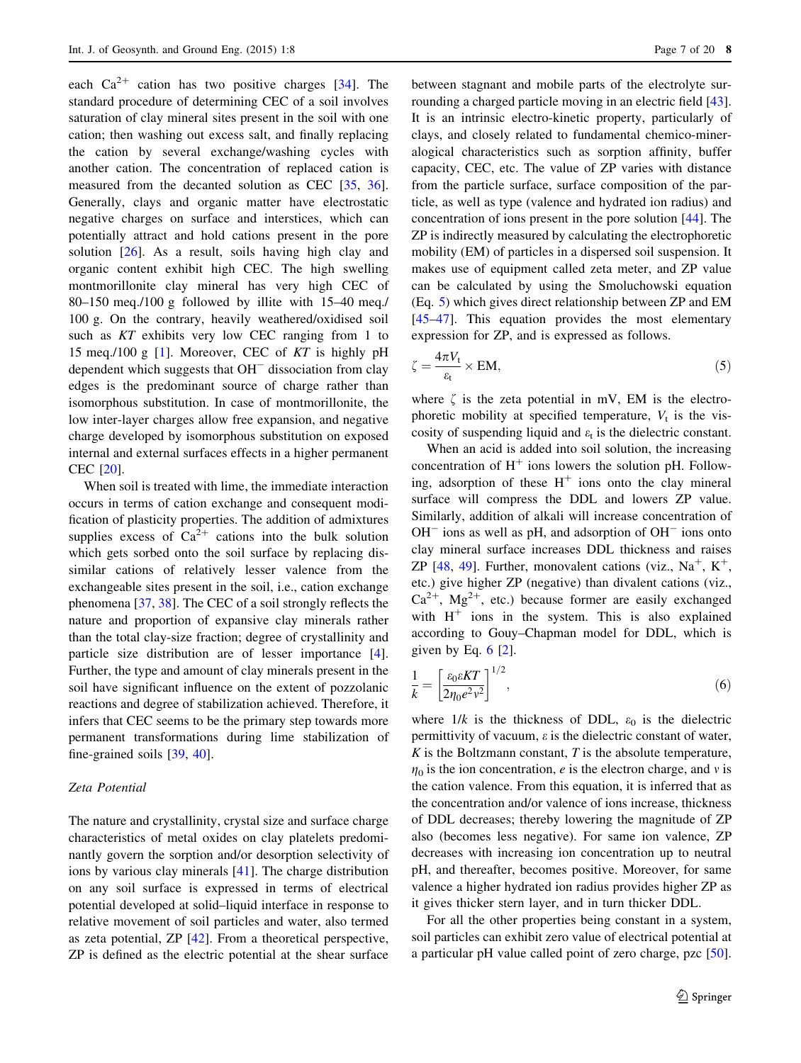each $Ca^{2+}$ cation has two positive charges [34]. The standard procedure of determining CEC of a soil involves saturation of clay mineral sites present in the soil with one cation; then washing out excess salt, and finally replacing the cation by several exchange/washing cycles with another cation. The concentration of replaced cation is measured from the decanted solution as CEC [35, 36]. Generally, clays and organic matter have electrostatic negative charges on surface and interstices, which can potentially attract and hold cations present in the pore solution [26]. As a result, soils having high clay and organic content exhibit high CEC. The high swelling montmorillonite clay mineral has very high CEC of 80–150 meq./100 g followed by illite with 15–40 meq./100 g. On the contrary, heavily weathered/oxidised soil such as *KT* exhibits very low CEC ranging from 1 to 15 meq./100 g [1]. Moreover, CEC of *KT* is highly pH dependent which suggests that $OH^-$ dissociation from clay edges is the predominant source of charge rather than isomorphous substitution. In case of montmorillonite, the low inter-layer charges allow free expansion, and negative charge developed by isomorphous substitution on exposed internal and external surfaces effects in a higher permanent CEC [20].

When soil is treated with lime, the immediate interaction occurs in terms of cation exchange and consequent modification of plasticity properties. The addition of admixtures supplies excess of $Ca^{2+}$ cations into the bulk solution which gets sorbed onto the soil surface by replacing dissimilar cations of relatively lesser valence from the exchangeable sites present in the soil, i.e., cation exchange phenomena [37, 38]. The CEC of a soil strongly reflects the nature and proportion of expansive clay minerals rather than the total clay-size fraction; degree of crystallinity and particle size distribution are of lesser importance [4]. Further, the type and amount of clay minerals present in the soil have significant influence on the extent of pozzolanic reactions and degree of stabilization achieved. Therefore, it infers that CEC seems to be the primary step towards more permanent transformations during lime stabilization of fine-grained soils [39, 40].

### Zeta Potential

The nature and crystallinity, crystal size and surface charge characteristics of metal oxides on clay platelets predominantly govern the sorption and/or desorption selectivity of ions by various clay minerals [41]. The charge distribution on any soil surface is expressed in terms of electrical potential developed at solid–liquid interface in response to relative movement of soil particles and water, also termed as zeta potential, ZP [42]. From a theoretical perspective, ZP is defined as the electric potential at the shear surface between stagnant and mobile parts of the electrolyte surrounding a charged particle moving in an electric field [43]. It is an intrinsic electro-kinetic property, particularly of clays, and closely related to fundamental chemico-mineralogical characteristics such as sorption affinity, buffer capacity, CEC, etc. The value of ZP varies with distance from the particle surface, surface composition of the particle, as well as type (valence and hydrated ion radius) and concentration of ions present in the pore solution [44]. The ZP is indirectly measured by calculating the electrophoretic mobility (EM) of particles in a dispersed soil suspension. It makes use of equipment called zeta meter, and ZP value can be calculated by using the Smoluchowski equation (Eq. 5) which gives direct relationship between ZP and EM [45–47]. This equation provides the most elementary expression for ZP, and is expressed as follows.

$$\zeta = \frac{4\pi V_t}{\varepsilon_t} \times \text{EM}, \tag{5}$$

where $\zeta$ is the zeta potential in mV, EM is the electrophoretic mobility at specified temperature, $V_t$ is the viscosity of suspending liquid and $\varepsilon_t$ is the dielectric constant.

When an acid is added into soil solution, the increasing concentration of $H^+$ ions lowers the solution pH. Following, adsorption of these $H^+$ ions onto the clay mineral surface will compress the DDL and lowers ZP value. Similarly, addition of alkali will increase concentration of $OH^-$ ions as well as pH, and adsorption of $OH^-$ ions onto clay mineral surface increases DDL thickness and raises ZP [48, 49]. Further, monovalent cations (viz., $Na^+$, $K^+$, etc.) give higher ZP (negative) than divalent cations (viz., $Ca^{2+}$, $Mg^{2+}$, etc.) because former are easily exchanged with $H^+$ ions in the system. This is also explained according to Gouy–Chapman model for DDL, which is given by Eq. 6 [2].

$$\frac{1}{k} = \left[\frac{\varepsilon_0 \varepsilon K T}{2\eta_0 e^2 v^2}\right]^{1/2}, \tag{6}$$

where $1/k$ is the thickness of DDL, $\varepsilon_0$ is the dielectric permittivity of vacuum, $\varepsilon$ is the dielectric constant of water, $K$ is the Boltzmann constant, $T$ is the absolute temperature, $\eta_0$ is the ion concentration, $e$ is the electron charge, and $v$ is the cation valence. From this equation, it is inferred that as the concentration and/or valence of ions increase, thickness of DDL decreases; thereby lowering the magnitude of ZP also (becomes less negative). For same ion valence, ZP decreases with increasing ion concentration up to neutral pH, and thereafter, becomes positive. Moreover, for same valence a higher hydrated ion radius provides higher ZP as it gives thicker stern layer, and in turn thicker DDL.

For all the other properties being constant in a system, soil particles can exhibit zero value of electrical potential at a particular pH value called point of zero charge, pzc [50].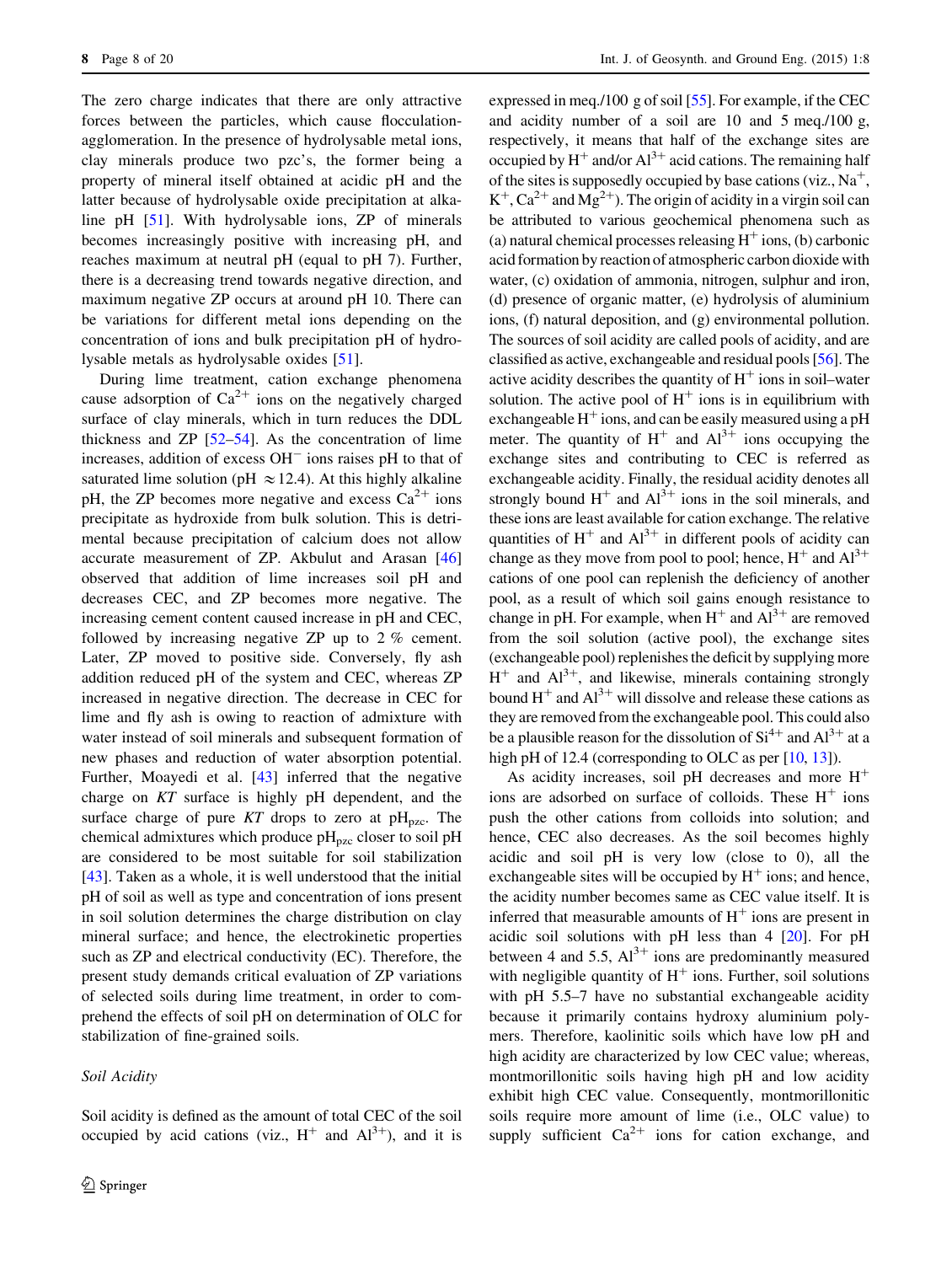The zero charge indicates that there are only attractive forces between the particles, which cause flocculation-agglomeration. In the presence of hydrolysable metal ions, clay minerals produce two pzc's, the former being a property of mineral itself obtained at acidic pH and the latter because of hydrolysable oxide precipitation at alkaline pH [51]. With hydrolysable ions, ZP of minerals becomes increasingly positive with increasing pH, and reaches maximum at neutral pH (equal to pH 7). Further, there is a decreasing trend towards negative direction, and maximum negative ZP occurs at around pH 10. There can be variations for different metal ions depending on the concentration of ions and bulk precipitation pH of hydrolysable metals as hydrolysable oxides [51].

During lime treatment, cation exchange phenomena cause adsorption of $Ca^{2+}$ ions on the negatively charged surface of clay minerals, which in turn reduces the DDL thickness and ZP [52–54]. As the concentration of lime increases, addition of excess $OH^{-}$ ions raises pH to that of saturated lime solution (pH $\approx$12.4). At this highly alkaline pH, the ZP becomes more negative and excess $Ca^{2+}$ ions precipitate as hydroxide from bulk solution. This is detrimental because precipitation of calcium does not allow accurate measurement of ZP. Akbulut and Arasan [46] observed that addition of lime increases soil pH and decreases CEC, and ZP becomes more negative. The increasing cement content caused increase in pH and CEC, followed by increasing negative ZP up to 2 % cement. Later, ZP moved to positive side. Conversely, fly ash addition reduced pH of the system and CEC, whereas ZP increased in negative direction. The decrease in CEC for lime and fly ash is owing to reaction of admixture with water instead of soil minerals and subsequent formation of new phases and reduction of water absorption potential. Further, Moayedi et al. [43] inferred that the negative charge on *KT* surface is highly pH dependent, and the surface charge of pure *KT* drops to zero at $pH_{pzc}$. The chemical admixtures which produce $pH_{pzc}$ closer to soil pH are considered to be most suitable for soil stabilization [43]. Taken as a whole, it is well understood that the initial pH of soil as well as type and concentration of ions present in soil solution determines the charge distribution on clay mineral surface; and hence, the electrokinetic properties such as ZP and electrical conductivity (EC). Therefore, the present study demands critical evaluation of ZP variations of selected soils during lime treatment, in order to comprehend the effects of soil pH on determination of OLC for stabilization of fine-grained soils.

### *Soil Acidity*

Soil acidity is defined as the amount of total CEC of the soil occupied by acid cations (viz., $H^{+}$ and $Al^{3+}$), and it is expressed in meq./100 g of soil [55]. For example, if the CEC and acidity number of a soil are 10 and 5 meq./100 g, respectively, it means that half of the exchange sites are occupied by $H^{+}$ and/or $Al^{3+}$ acid cations. The remaining half of the sites is supposedly occupied by base cations (viz., $Na^{+}$, $K^{+}$, $Ca^{2+}$ and $Mg^{2+}$). The origin of acidity in a virgin soil can be attributed to various geochemical phenomena such as (a) natural chemical processes releasing $H^{+}$ ions, (b) carbonic acid formation by reaction of atmospheric carbon dioxide with water, (c) oxidation of ammonia, nitrogen, sulphur and iron, (d) presence of organic matter, (e) hydrolysis of aluminium ions, (f) natural deposition, and (g) environmental pollution. The sources of soil acidity are called pools of acidity, and are classified as active, exchangeable and residual pools [56]. The active acidity describes the quantity of $H^{+}$ ions in soil–water solution. The active pool of $H^{+}$ ions is in equilibrium with exchangeable $H^{+}$ ions, and can be easily measured using a pH meter. The quantity of $H^{+}$ and $Al^{3+}$ ions occupying the exchange sites and contributing to CEC is referred as exchangeable acidity. Finally, the residual acidity denotes all strongly bound $H^{+}$ and $Al^{3+}$ ions in the soil minerals, and these ions are least available for cation exchange. The relative quantities of $H^{+}$ and $Al^{3+}$ in different pools of acidity can change as they move from pool to pool; hence, $H^{+}$ and $Al^{3+}$ cations of one pool can replenish the deficiency of another pool, as a result of which soil gains enough resistance to change in pH. For example, when $H^{+}$ and $Al^{3+}$ are removed from the soil solution (active pool), the exchange sites (exchangeable pool) replenishes the deficit by supplying more $H^{+}$ and $Al^{3+}$, and likewise, minerals containing strongly bound $H^{+}$ and $Al^{3+}$ will dissolve and release these cations as they are removed from the exchangeable pool. This could also be a plausible reason for the dissolution of $Si^{4+}$ and $Al^{3+}$ at a high pH of 12.4 (corresponding to OLC as per [10, 13]).

As acidity increases, soil pH decreases and more $H^{+}$ ions are adsorbed on surface of colloids. These $H^{+}$ ions push the other cations from colloids into solution; and hence, CEC also decreases. As the soil becomes highly acidic and soil pH is very low (close to 0), all the exchangeable sites will be occupied by $H^{+}$ ions; and hence, the acidity number becomes same as CEC value itself. It is inferred that measurable amounts of $H^{+}$ ions are present in acidic soil solutions with pH less than 4 [20]. For pH between 4 and 5.5, $Al^{3+}$ ions are predominantly measured with negligible quantity of $H^{+}$ ions. Further, soil solutions with pH 5.5–7 have no substantial exchangeable acidity because it primarily contains hydroxy aluminium polymers. Therefore, kaolinitic soils which have low pH and high acidity are characterized by low CEC value; whereas, montmorillonitic soils having high pH and low acidity exhibit high CEC value. Consequently, montmorillonitic soils require more amount of lime (i.e., OLC value) to supply sufficient $Ca^{2+}$ ions for cation exchange, and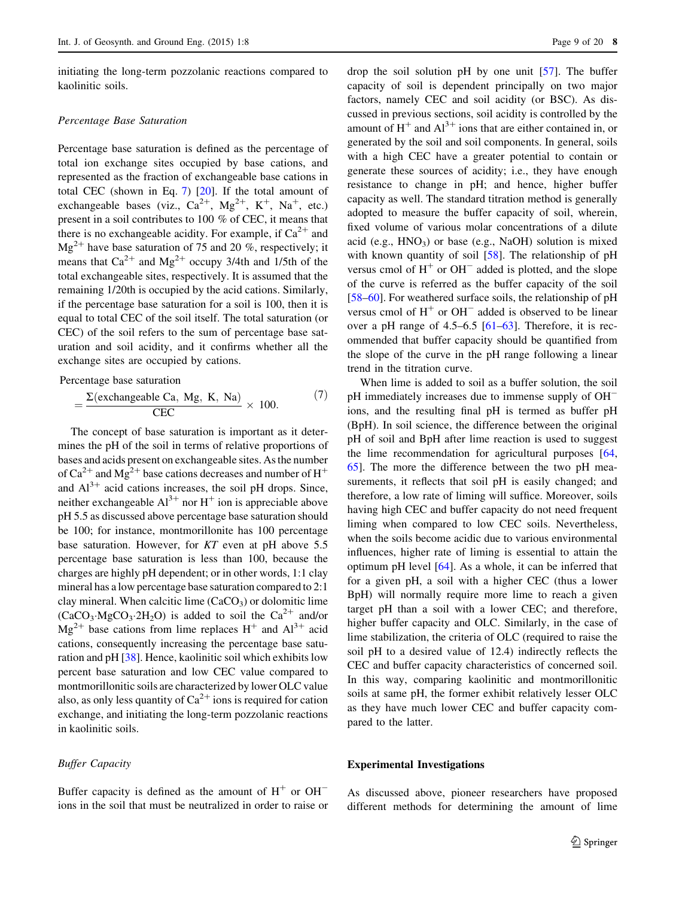initiating the long-term pozzolanic reactions compared to kaolinitic soils.

*Percentage Base Saturation*

Percentage base saturation is defined as the percentage of total ion exchange sites occupied by base cations, and represented as the fraction of exchangeable base cations in total CEC (shown in Eq. 7) [20]. If the total amount of exchangeable bases (viz., $Ca^{2+}$, $Mg^{2+}$, $K^{+}$, $Na^{+}$, etc.) present in a soil contributes to 100 % of CEC, it means that there is no exchangeable acidity. For example, if $Ca^{2+}$ and $Mg^{2+}$ have base saturation of 75 and 20 %, respectively; it means that $Ca^{2+}$ and $Mg^{2+}$ occupy 3/4th and 1/5th of the total exchangeable sites, respectively. It is assumed that the remaining 1/20th is occupied by the acid cations. Similarly, if the percentage base saturation for a soil is 100, then it is equal to total CEC of the soil itself. The total saturation (or CEC) of the soil refers to the sum of percentage base saturation and soil acidity, and it confirms whether all the exchange sites are occupied by cations.

$$\text{Percentage base saturation} = \frac{\Sigma(\text{exchangeable Ca, Mg, K, Na})}{\text{CEC}} \times 100. \tag{7}$$

The concept of base saturation is important as it determines the pH of the soil in terms of relative proportions of bases and acids present on exchangeable sites. As the number of $Ca^{2+}$ and $Mg^{2+}$ base cations decreases and number of $H^{+}$ and $Al^{3+}$ acid cations increases, the soil pH drops. Since, neither exchangeable $Al^{3+}$ nor $H^{+}$ ion is appreciable above pH 5.5 as discussed above percentage base saturation should be 100; for instance, montmorillonite has 100 percentage base saturation. However, for *KT* even at pH above 5.5 percentage base saturation is less than 100, because the charges are highly pH dependent; or in other words, 1:1 clay mineral has a low percentage base saturation compared to 2:1 clay mineral. When calcitic lime ($CaCO_3$) or dolomitic lime ($CaCO_3{\cdot}MgCO_3{\cdot}2H_2O$) is added to soil the $Ca^{2+}$ and/or $Mg^{2+}$ base cations from lime replaces $H^{+}$ and $Al^{3+}$ acid cations, consequently increasing the percentage base saturation and pH [38]. Hence, kaolinitic soil which exhibits low percent base saturation and low CEC value compared to montmorillonitic soils are characterized by lower OLC value also, as only less quantity of $Ca^{2+}$ ions is required for cation exchange, and initiating the long-term pozzolanic reactions in kaolinitic soils.

*Buffer Capacity*

Buffer capacity is defined as the amount of $H^{+}$ or $OH^{-}$ ions in the soil that must be neutralized in order to raise or drop the soil solution pH by one unit [57]. The buffer capacity of soil is dependent principally on two major factors, namely CEC and soil acidity (or BSC). As discussed in previous sections, soil acidity is controlled by the amount of $H^{+}$ and $Al^{3+}$ ions that are either contained in, or generated by the soil and soil components. In general, soils with a high CEC have a greater potential to contain or generate these sources of acidity; i.e., they have enough resistance to change in pH; and hence, higher buffer capacity as well. The standard titration method is generally adopted to measure the buffer capacity of soil, wherein, fixed volume of various molar concentrations of a dilute acid (e.g., $HNO_3$) or base (e.g., NaOH) solution is mixed with known quantity of soil [58]. The relationship of pH versus cmol of $H^{+}$ or $OH^{-}$ added is plotted, and the slope of the curve is referred as the buffer capacity of the soil [58–60]. For weathered surface soils, the relationship of pH versus cmol of $H^{+}$ or $OH^{-}$ added is observed to be linear over a pH range of 4.5–6.5 [61–63]. Therefore, it is recommended that buffer capacity should be quantified from the slope of the curve in the pH range following a linear trend in the titration curve.

When lime is added to soil as a buffer solution, the soil pH immediately increases due to immense supply of $OH^{-}$ ions, and the resulting final pH is termed as buffer pH (BpH). In soil science, the difference between the original pH of soil and BpH after lime reaction is used to suggest the lime recommendation for agricultural purposes [64, 65]. The more the difference between the two pH measurements, it reflects that soil pH is easily changed; and therefore, a low rate of liming will suffice. Moreover, soils having high CEC and buffer capacity do not need frequent liming when compared to low CEC soils. Nevertheless, when the soils become acidic due to various environmental influences, higher rate of liming is essential to attain the optimum pH level [64]. As a whole, it can be inferred that for a given pH, a soil with a higher CEC (thus a lower BpH) will normally require more lime to reach a given target pH than a soil with a lower CEC; and therefore, higher buffer capacity and OLC. Similarly, in the case of lime stabilization, the criteria of OLC (required to raise the soil pH to a desired value of 12.4) indirectly reflects the CEC and buffer capacity characteristics of concerned soil. In this way, comparing kaolinitic and montmorillonitic soils at same pH, the former exhibit relatively lesser OLC as they have much lower CEC and buffer capacity compared to the latter.

## Experimental Investigations

As discussed above, pioneer researchers have proposed different methods for determining the amount of lime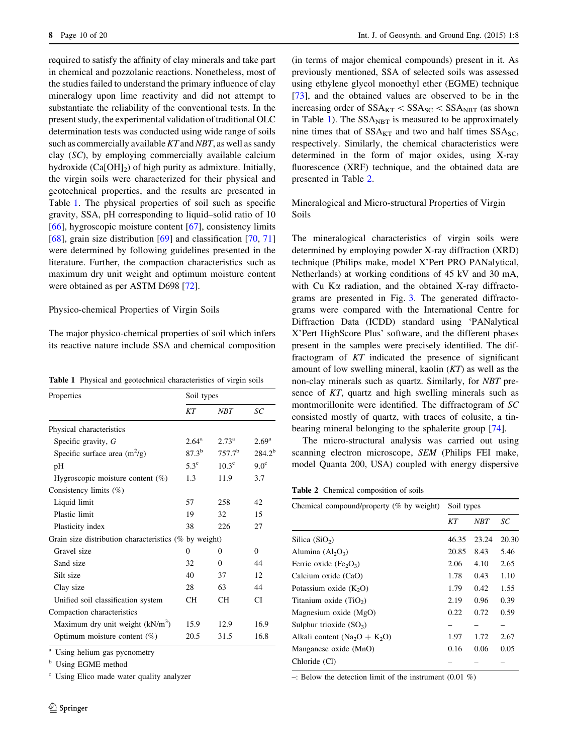required to satisfy the affinity of clay minerals and take part in chemical and pozzolanic reactions. Nonetheless, most of the studies failed to understand the primary influence of clay mineralogy upon lime reactivity and did not attempt to substantiate the reliability of the conventional tests. In the present study, the experimental validation of traditional OLC determination tests was conducted using wide range of soils such as commercially available *KT* and *NBT*, as well as sandy clay (*SC*), by employing commercially available calcium hydroxide ($Ca[OH]_2$) of high purity as admixture. Initially, the virgin soils were characterized for their physical and geotechnical properties, and the results are presented in Table 1. The physical properties of soil such as specific gravity, SSA, pH corresponding to liquid–solid ratio of 10 [66], hygroscopic moisture content [67], consistency limits [68], grain size distribution [69] and classification [70, 71] were determined by following guidelines presented in the literature. Further, the compaction characteristics such as maximum dry unit weight and optimum moisture content were obtained as per ASTM D698 [72].

### Physico-chemical Properties of Virgin Soils

The major physico-chemical properties of soil which infers its reactive nature include SSA and chemical composition (in terms of major chemical compounds) present in it. As previously mentioned, SSA of selected soils was assessed using ethylene glycol monoethyl ether (EGME) technique [73], and the obtained values are observed to be in the increasing order of $SSA_{KT} < SSA_{SC} < SSA_{NBT}$ (as shown in Table 1). The $SSA_{NBT}$ is measured to be approximately nine times that of $SSA_{KT}$ and two and half times $SSA_{SC}$, respectively. Similarly, the chemical characteristics were determined in the form of major oxides, using X-ray fluorescence (XRF) technique, and the obtained data are presented in Table 2.

**Table 1** Physical and geotechnical characteristics of virgin soils

| Properties | Soil types | | |
|---|---|---|---|
| | *KT* | *NBT* | *SC* |
| Physical characteristics | | | |
| Specific gravity, *G* | 2.64[a] | 2.73[a] | 2.69[a] |
| Specific surface area ($m^2/g$) | 87.3[b] | 757.7[b] | 284.2[b] |
| pH | 5.3[c] | 10.3[c] | 9.0[c] |
| Hygroscopic moisture content (%) | 1.3 | 11.9 | 3.7 |
| Consistency limits (%) | | | |
| Liquid limit | 57 | 258 | 42 |
| Plastic limit | 19 | 32 | 15 |
| Plasticity index | 38 | 226 | 27 |
| Grain size distribution characteristics (% by weight) | | | |
| Gravel size | 0 | 0 | 0 |
| Sand size | 32 | 0 | 44 |
| Silt size | 40 | 37 | 12 |
| Clay size | 28 | 63 | 44 |
| Unified soil classification system | CH | CH | CI |
| Compaction characteristics | | | |
| Maximum dry unit weight ($kN/m^3$) | 15.9 | 12.9 | 16.9 |
| Optimum moisture content (%) | 20.5 | 31.5 | 16.8 |

[a] Using helium gas pycnometry

[b] Using EGME method

[c] Using Elico made water quality analyzer

### Mineralogical and Micro-structural Properties of Virgin Soils

The mineralogical characteristics of virgin soils were determined by employing powder X-ray diffraction (XRD) technique (Philips make, model X'Pert PRO PANalytical, Netherlands) at working conditions of 45 kV and 30 mA, with Cu Kα radiation, and the obtained X-ray diffractograms are presented in Fig. 3. The generated diffractograms were compared with the International Centre for Diffraction Data (ICDD) standard using 'PANalytical X'Pert HighScore Plus' software, and the different phases present in the samples were precisely identified. The diffractogram of *KT* indicated the presence of significant amount of low swelling mineral, kaolin (*KT*) as well as the non-clay minerals such as quartz. Similarly, for *NBT* presence of *KT*, quartz and high swelling minerals such as montmorillonite were identified. The diffractogram of *SC* consisted mostly of quartz, with traces of colusite, a tin-bearing mineral belonging to the sphalerite group [74].

The micro-structural analysis was carried out using scanning electron microscope, *SEM* (Philips FEI make, model Quanta 200, USA) coupled with energy dispersive

**Table 2** Chemical composition of soils

| Chemical compound/property (% by weight) | Soil types | | |
|---|---|---|---|
| | *KT* | *NBT* | *SC* |
| Silica ($SiO_2$) | 46.35 | 23.24 | 20.30 |
| Alumina ($Al_2O_3$) | 20.85 | 8.43 | 5.46 |
| Ferric oxide ($Fe_2O_3$) | 2.06 | 4.10 | 2.65 |
| Calcium oxide (CaO) | 1.78 | 0.43 | 1.10 |
| Potassium oxide ($K_2O$) | 1.79 | 0.42 | 1.55 |
| Titanium oxide ($TiO_2$) | 2.19 | 0.96 | 0.39 |
| Magnesium oxide (MgO) | 0.22 | 0.72 | 0.59 |
| Sulphur trioxide ($SO_3$) | – | – | – |
| Alkali content ($Na_2O + K_2O$) | 1.97 | 1.72 | 2.67 |
| Manganese oxide (MnO) | 0.16 | 0.06 | 0.05 |
| Chloride (Cl) | – | – | – |

–: Below the detection limit of the instrument (0.01 %)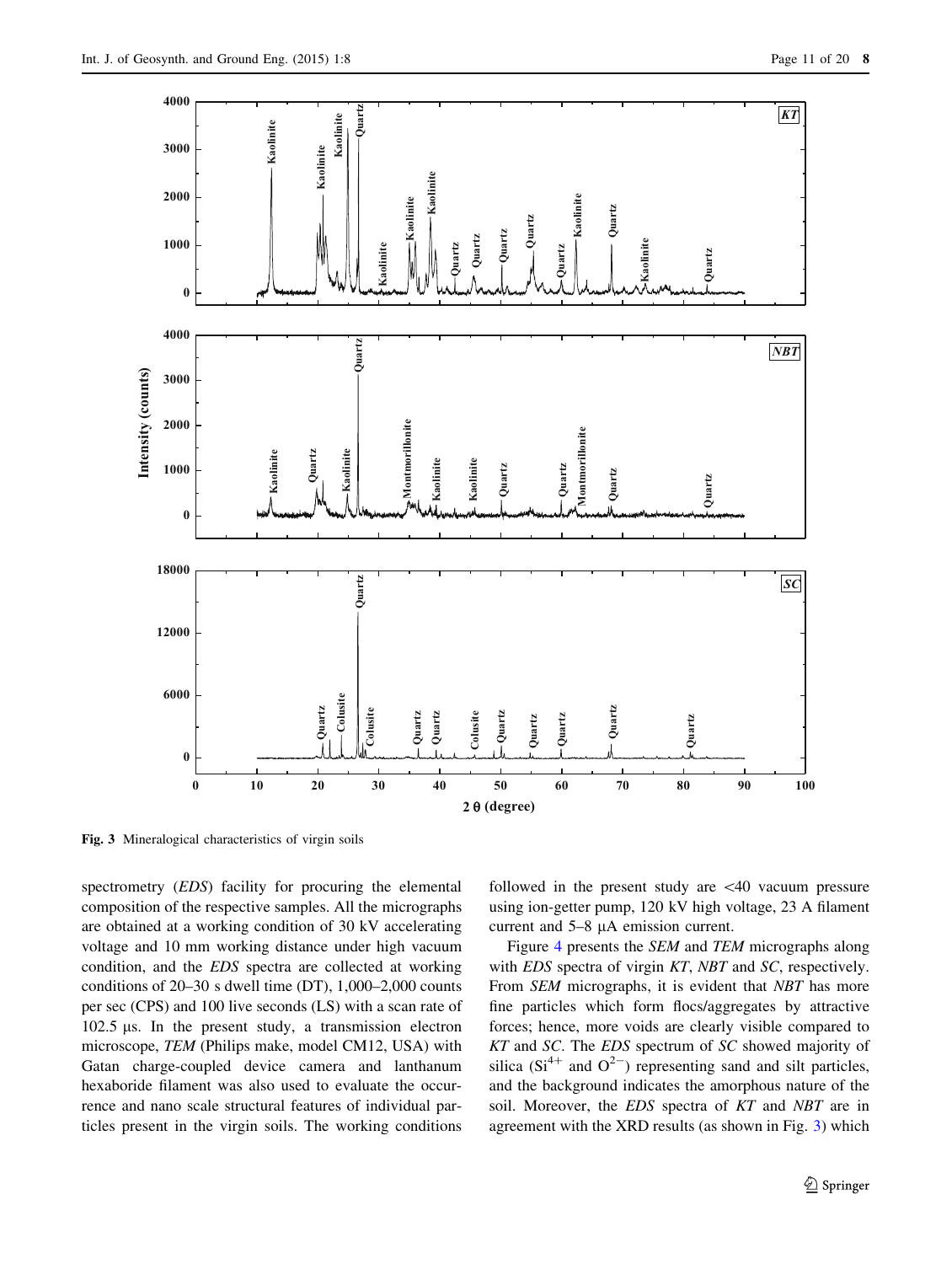Fig. 3 Mineralogical characteristics of virgin soils

spectrometry (*EDS*) facility for procuring the elemental composition of the respective samples. All the micrographs are obtained at a working condition of 30 kV accelerating voltage and 10 mm working distance under high vacuum condition, and the *EDS* spectra are collected at working conditions of 20–30 s dwell time (DT), 1,000–2,000 counts per sec (CPS) and 100 live seconds (LS) with a scan rate of 102.5 µs. In the present study, a transmission electron microscope, *TEM* (Philips make, model CM12, USA) with Gatan charge-coupled device camera and lanthanum hexaboride filament was also used to evaluate the occurrence and nano scale structural features of individual particles present in the virgin soils. The working conditions followed in the present study are <40 vacuum pressure using ion-getter pump, 120 kV high voltage, 23 A filament current and 5–8 µA emission current.

Figure 4 presents the *SEM* and *TEM* micrographs along with *EDS* spectra of virgin *KT*, *NBT* and *SC*, respectively. From *SEM* micrographs, it is evident that *NBT* has more fine particles which form flocs/aggregates by attractive forces; hence, more voids are clearly visible compared to *KT* and *SC*. The *EDS* spectrum of *SC* showed majority of silica ($Si^{4+}$ and $O^{2-}$) representing sand and silt particles, and the background indicates the amorphous nature of the soil. Moreover, the *EDS* spectra of *KT* and *NBT* are in agreement with the XRD results (as shown in Fig. 3) which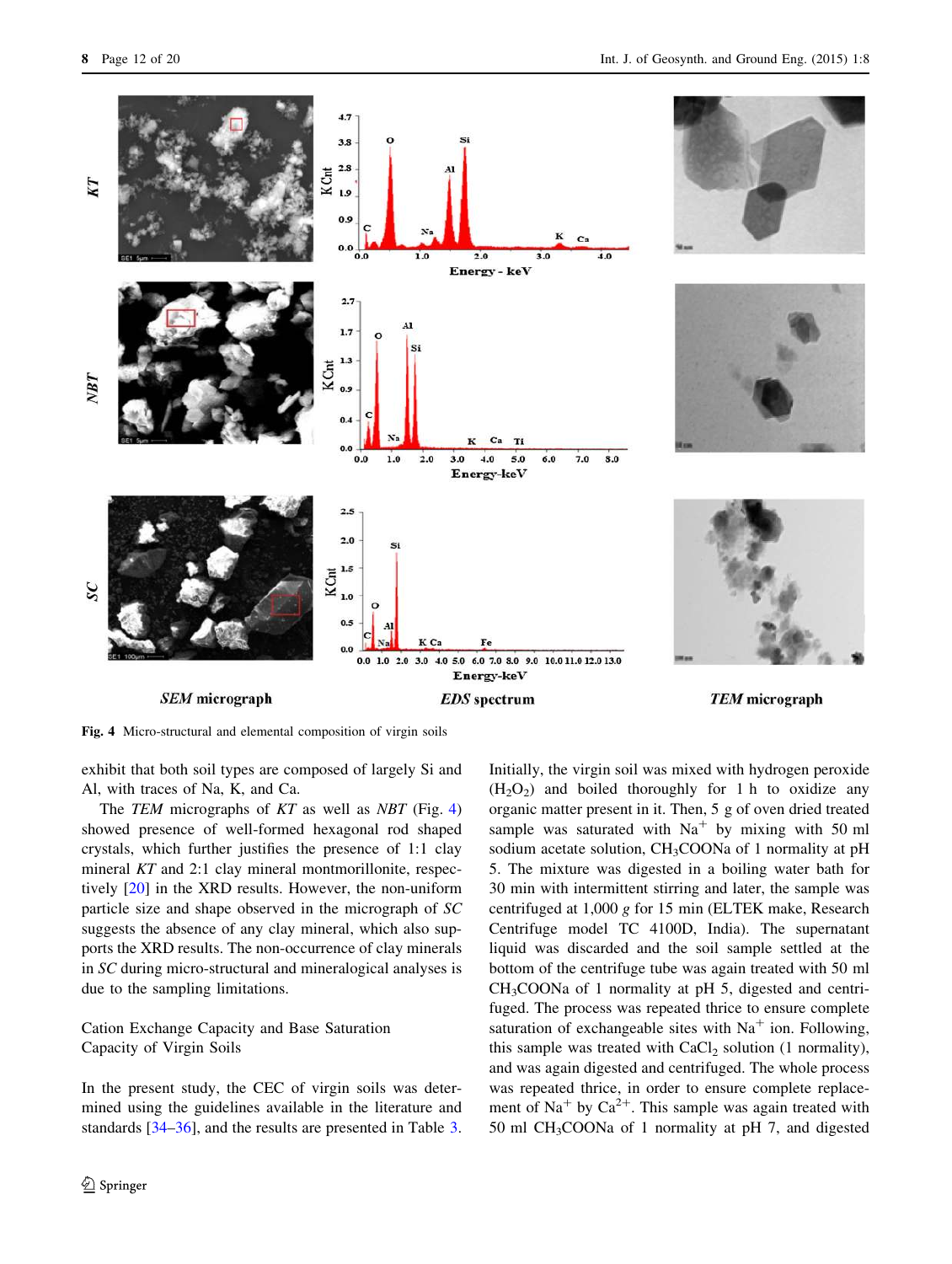Fig. 4 Micro-structural and elemental composition of virgin soils

exhibit that both soil types are composed of largely Si and Al, with traces of Na, K, and Ca.

The *TEM* micrographs of *KT* as well as *NBT* (Fig. 4) showed presence of well-formed hexagonal rod shaped crystals, which further justifies the presence of 1:1 clay mineral *KT* and 2:1 clay mineral montmorillonite, respectively [20] in the XRD results. However, the non-uniform particle size and shape observed in the micrograph of *SC* suggests the absence of any clay mineral, which also supports the XRD results. The non-occurrence of clay minerals in *SC* during micro-structural and mineralogical analyses is due to the sampling limitations.

## Cation Exchange Capacity and Base Saturation Capacity of Virgin Soils

In the present study, the CEC of virgin soils was determined using the guidelines available in the literature and standards [34–36], and the results are presented in Table 3. Initially, the virgin soil was mixed with hydrogen peroxide ($H_2O_2$) and boiled thoroughly for 1 h to oxidize any organic matter present in it. Then, 5 g of oven dried treated sample was saturated with $Na^+$ by mixing with 50 ml sodium acetate solution, $CH_3COONa$ of 1 normality at pH 5. The mixture was digested in a boiling water bath for 30 min with intermittent stirring and later, the sample was centrifuged at 1,000 *g* for 15 min (ELTEK make, Research Centrifuge model TC 4100D, India). The supernatant liquid was discarded and the soil sample settled at the bottom of the centrifuge tube was again treated with 50 ml $CH_3COONa$ of 1 normality at pH 5, digested and centrifuged. The process was repeated thrice to ensure complete saturation of exchangeable sites with $Na^+$ ion. Following, this sample was treated with $CaCl_2$ solution (1 normality), and was again digested and centrifuged. The whole process was repeated thrice, in order to ensure complete replacement of $Na^+$ by $Ca^{2+}$. This sample was again treated with 50 ml $CH_3COONa$ of 1 normality at pH 7, and digested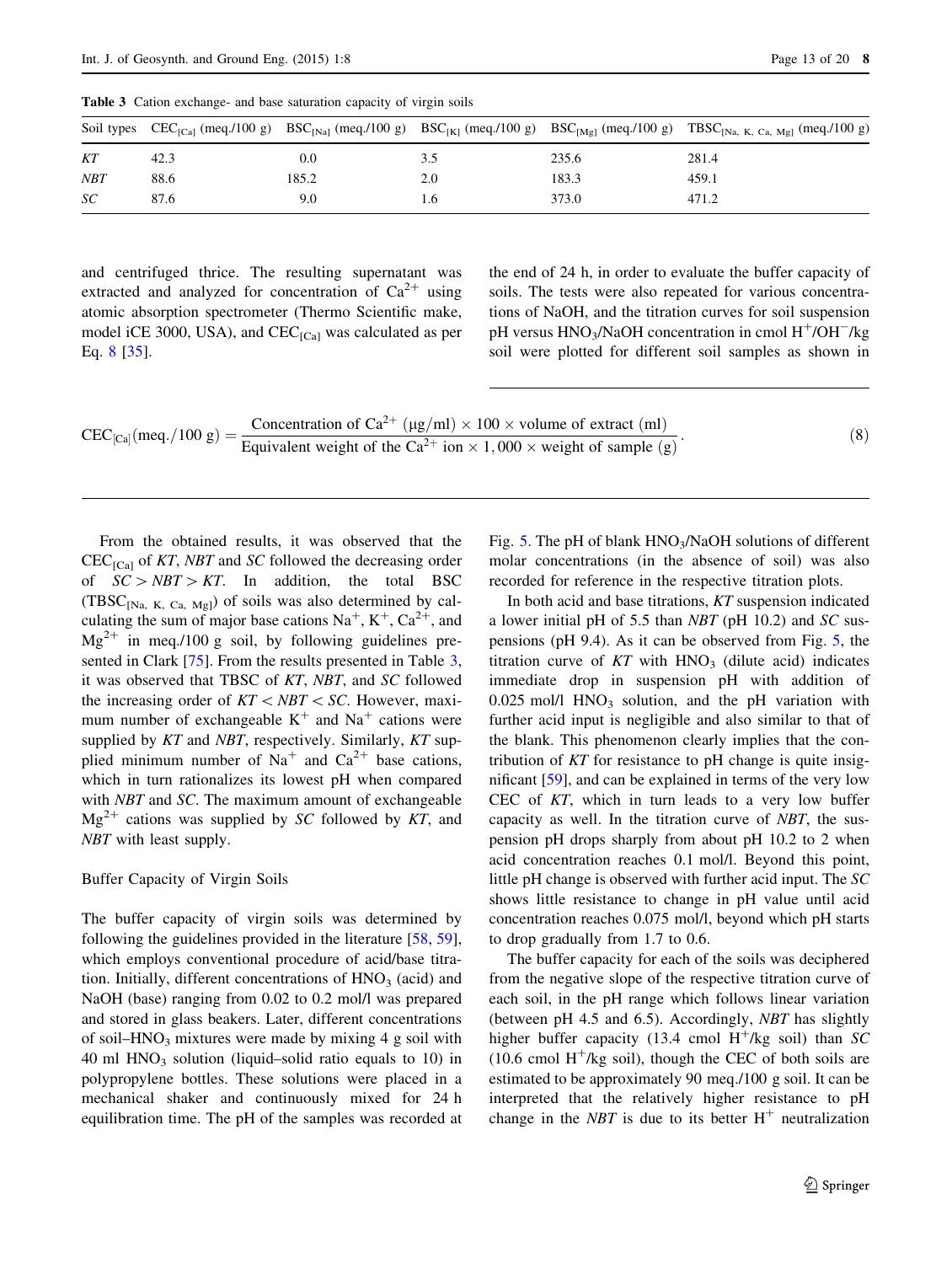**Table 3** Cation exchange- and base saturation capacity of virgin soils

| Soil types | $CEC_{[Ca]}$ (meq./100 g) | $BSC_{[Na]}$ (meq./100 g) | $BSC_{[K]}$ (meq./100 g) | $BSC_{[Mg]}$ (meq./100 g) | $TBSC_{[Na, K, Ca, Mg]}$ (meq./100 g) |
|---|---|---|---|---|---|
| *KT* | 42.3 | 0.0 | 3.5 | 235.6 | 281.4 |
| *NBT* | 88.6 | 185.2 | 2.0 | 183.3 | 459.1 |
| *SC* | 87.6 | 9.0 | 1.6 | 373.0 | 471.2 |

and centrifuged thrice. The resulting supernatant was extracted and analyzed for concentration of $Ca^{2+}$ using atomic absorption spectrometer (Thermo Scientific make, model iCE 3000, USA), and $CEC_{[Ca]}$ was calculated as per Eq. 8 [35].

$$CEC_{[Ca]}(\text{meq./100 g}) = \frac{\text{Concentration of } Ca^{2+} \text{ (μg/ml)} \times 100 \times \text{volume of extract (ml)}}{\text{Equivalent weight of the } Ca^{2+} \text{ ion} \times 1,000 \times \text{weight of sample (g)}}. \tag{8}$$

From the obtained results, it was observed that the $CEC_{[Ca]}$ of *KT*, *NBT* and *SC* followed the decreasing order of $SC > NBT > KT$. In addition, the total BSC ($TBSC_{[Na, K, Ca, Mg]}$) of soils was also determined by calculating the sum of major base cations $Na^{+}$, $K^{+}$, $Ca^{2+}$, and $Mg^{2+}$ in meq./100 g soil, by following guidelines presented in Clark [75]. From the results presented in Table 3, it was observed that TBSC of *KT*, *NBT*, and *SC* followed the increasing order of $KT < NBT < SC$. However, maximum number of exchangeable $K^{+}$ and $Na^{+}$ cations were supplied by *KT* and *NBT*, respectively. Similarly, *KT* supplied minimum number of $Na^{+}$ and $Ca^{2+}$ base cations, which in turn rationalizes its lowest pH when compared with *NBT* and *SC*. The maximum amount of exchangeable $Mg^{2+}$ cations was supplied by *SC* followed by *KT*, and *NBT* with least supply.

### Buffer Capacity of Virgin Soils

The buffer capacity of virgin soils was determined by following the guidelines provided in the literature [58, 59], which employs conventional procedure of acid/base titration. Initially, different concentrations of $HNO_3$ (acid) and NaOH (base) ranging from 0.02 to 0.2 mol/l was prepared and stored in glass beakers. Later, different concentrations of soil–$HNO_3$ mixtures were made by mixing 4 g soil with 40 ml $HNO_3$ solution (liquid–solid ratio equals to 10) in polypropylene bottles. These solutions were placed in a mechanical shaker and continuously mixed for 24 h equilibration time. The pH of the samples was recorded at the end of 24 h, in order to evaluate the buffer capacity of soils. The tests were also repeated for various concentrations of NaOH, and the titration curves for soil suspension pH versus $HNO_3$/NaOH concentration in cmol $H^{+}$/$OH^{-}$/kg soil were plotted for different soil samples as shown in Fig. 5. The pH of blank $HNO_3$/NaOH solutions of different molar concentrations (in the absence of soil) was also recorded for reference in the respective titration plots.

In both acid and base titrations, *KT* suspension indicated a lower initial pH of 5.5 than *NBT* (pH 10.2) and *SC* suspensions (pH 9.4). As it can be observed from Fig. 5, the titration curve of *KT* with $HNO_3$ (dilute acid) indicates immediate drop in suspension pH with addition of 0.025 mol/l $HNO_3$ solution, and the pH variation with further acid input is negligible and also similar to that of the blank. This phenomenon clearly implies that the contribution of *KT* for resistance to pH change is quite insignificant [59], and can be explained in terms of the very low CEC of *KT*, which in turn leads to a very low buffer capacity as well. In the titration curve of *NBT*, the suspension pH drops sharply from about pH 10.2 to 2 when acid concentration reaches 0.1 mol/l. Beyond this point, little pH change is observed with further acid input. The *SC* shows little resistance to change in pH value until acid concentration reaches 0.075 mol/l, beyond which pH starts to drop gradually from 1.7 to 0.6.

The buffer capacity for each of the soils was deciphered from the negative slope of the respective titration curve of each soil, in the pH range which follows linear variation (between pH 4.5 and 6.5). Accordingly, *NBT* has slightly higher buffer capacity (13.4 cmol $H^{+}$/kg soil) than *SC* (10.6 cmol $H^{+}$/kg soil), though the CEC of both soils are estimated to be approximately 90 meq./100 g soil. It can be interpreted that the relatively higher resistance to pH change in the *NBT* is due to its better $H^{+}$ neutralization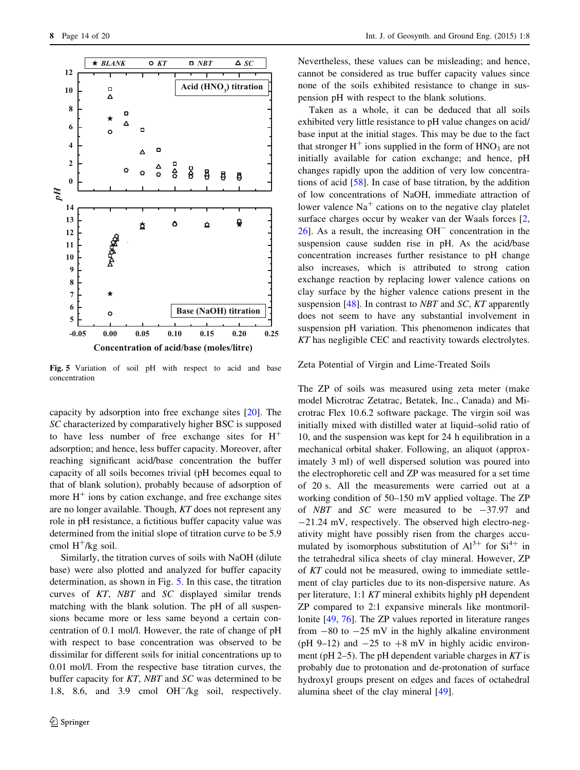Fig. 5 Variation of soil pH with respect to acid and base concentration

capacity by adsorption into free exchange sites [20]. The *SC* characterized by comparatively higher BSC is supposed to have less number of free exchange sites for $H^+$ adsorption; and hence, less buffer capacity. Moreover, after reaching significant acid/base concentration the buffer capacity of all soils becomes trivial (pH becomes equal to that of blank solution), probably because of adsorption of more $H^+$ ions by cation exchange, and free exchange sites are no longer available. Though, *KT* does not represent any role in pH resistance, a fictitious buffer capacity value was determined from the initial slope of titration curve to be 5.9 cmol $H^+$/kg soil.

Similarly, the titration curves of soils with NaOH (dilute base) were also plotted and analyzed for buffer capacity determination, as shown in Fig. 5. In this case, the titration curves of *KT*, *NBT* and *SC* displayed similar trends matching with the blank solution. The pH of all suspensions became more or less same beyond a certain concentration of 0.1 mol/l. However, the rate of change of pH with respect to base concentration was observed to be dissimilar for different soils for initial concentrations up to 0.01 mol/l. From the respective base titration curves, the buffer capacity for *KT*, *NBT* and *SC* was determined to be 1.8, 8.6, and 3.9 cmol $OH^-$/kg soil, respectively. Nevertheless, these values can be misleading; and hence, cannot be considered as true buffer capacity values since none of the soils exhibited resistance to change in suspension pH with respect to the blank solutions.

Taken as a whole, it can be deduced that all soils exhibited very little resistance to pH value changes on acid/base input at the initial stages. This may be due to the fact that stronger $H^+$ ions supplied in the form of $HNO_3$ are not initially available for cation exchange; and hence, pH changes rapidly upon the addition of very low concentrations of acid [58]. In case of base titration, by the addition of low concentrations of NaOH, immediate attraction of lower valence $Na^+$ cations on to the negative clay platelet surface charges occur by weaker van der Waals forces [2, 26]. As a result, the increasing $OH^-$ concentration in the suspension cause sudden rise in pH. As the acid/base concentration increases further resistance to pH change also increases, which is attributed to strong cation exchange reaction by replacing lower valence cations on clay surface by the higher valence cations present in the suspension [48]. In contrast to *NBT* and *SC*, *KT* apparently does not seem to have any substantial involvement in suspension pH variation. This phenomenon indicates that *KT* has negligible CEC and reactivity towards electrolytes.

## Zeta Potential of Virgin and Lime-Treated Soils

The ZP of soils was measured using zeta meter (make model Microtrac Zetatrac, Betatek, Inc., Canada) and Microtrac Flex 10.6.2 software package. The virgin soil was initially mixed with distilled water at liquid–solid ratio of 10, and the suspension was kept for 24 h equilibration in a mechanical orbital shaker. Following, an aliquot (approximately 3 ml) of well dispersed solution was poured into the electrophoretic cell and ZP was measured for a set time of 20 s. All the measurements were carried out at a working condition of 50–150 mV applied voltage. The ZP of *NBT* and *SC* were measured to be −37.97 and −21.24 mV, respectively. The observed high electro-negativity might have possibly risen from the charges accumulated by isomorphous substitution of $Al^{3+}$ for $Si^{4+}$ in the tetrahedral silica sheets of clay mineral. However, ZP of *KT* could not be measured, owing to immediate settlement of clay particles due to its non-dispersive nature. As per literature, 1:1 *KT* mineral exhibits highly pH dependent ZP compared to 2:1 expansive minerals like montmorillonite [49, 76]. The ZP values reported in literature ranges from −80 to −25 mV in the highly alkaline environment (pH 9–12) and −25 to +8 mV in highly acidic environment (pH 2–5). The pH dependent variable charges in *KT* is probably due to protonation and de-protonation of surface hydroxyl groups present on edges and faces of octahedral alumina sheet of the clay mineral [49].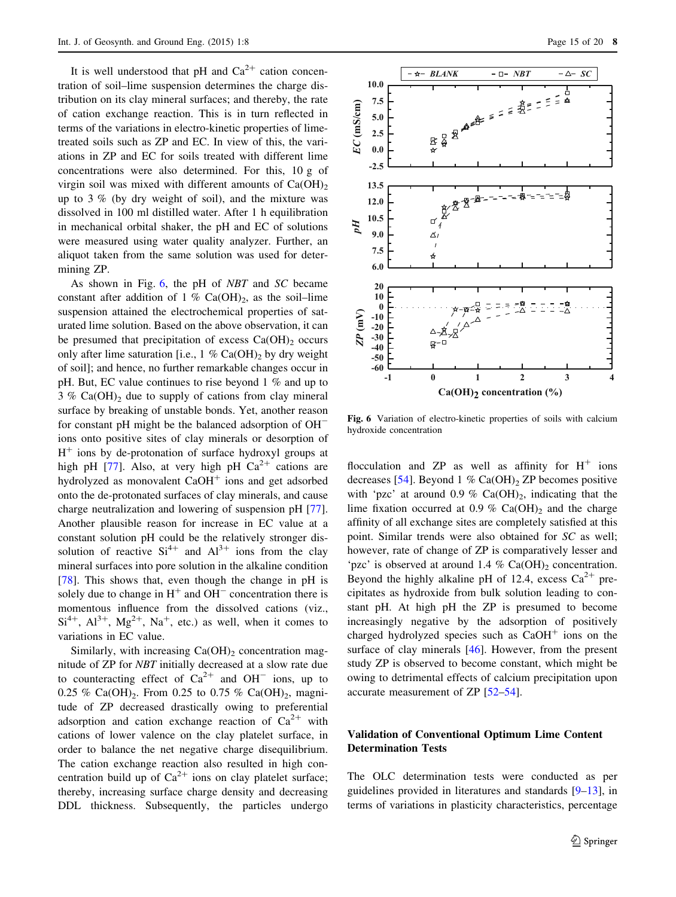It is well understood that pH and $Ca^{2+}$ cation concentration of soil–lime suspension determines the charge distribution on its clay mineral surfaces; and thereby, the rate of cation exchange reaction. This is in turn reflected in terms of the variations in electro-kinetic properties of lime-treated soils such as ZP and EC. In view of this, the variations in ZP and EC for soils treated with different lime concentrations were also determined. For this, 10 g of virgin soil was mixed with different amounts of $Ca(OH)_2$ up to 3 % (by dry weight of soil), and the mixture was dissolved in 100 ml distilled water. After 1 h equilibration in mechanical orbital shaker, the pH and EC of solutions were measured using water quality analyzer. Further, an aliquot taken from the same solution was used for determining ZP.

As shown in Fig. 6, the pH of *NBT* and *SC* became constant after addition of 1 % $Ca(OH)_2$, as the soil–lime suspension attained the electrochemical properties of saturated lime solution. Based on the above observation, it can be presumed that precipitation of excess $Ca(OH)_2$ occurs only after lime saturation [i.e., 1 % $Ca(OH)_2$ by dry weight of soil]; and hence, no further remarkable changes occur in pH. But, EC value continues to rise beyond 1 % and up to 3 % $Ca(OH)_2$ due to supply of cations from clay mineral surface by breaking of unstable bonds. Yet, another reason for constant pH might be the balanced adsorption of $OH^-$ ions onto positive sites of clay minerals or desorption of $H^+$ ions by de-protonation of surface hydroxyl groups at high pH [77]. Also, at very high pH $Ca^{2+}$ cations are hydrolyzed as monovalent $CaOH^+$ ions and get adsorbed onto the de-protonated surfaces of clay minerals, and cause charge neutralization and lowering of suspension pH [77]. Another plausible reason for increase in EC value at a constant solution pH could be the relatively stronger dissolution of reactive $Si^{4+}$ and $Al^{3+}$ ions from the clay mineral surfaces into pore solution in the alkaline condition [78]. This shows that, even though the change in pH is solely due to change in $H^+$ and $OH^-$ concentration there is momentous influence from the dissolved cations (viz., $Si^{4+}$, $Al^{3+}$, $Mg^{2+}$, $Na^+$, etc.) as well, when it comes to variations in EC value.

Similarly, with increasing $Ca(OH)_2$ concentration magnitude of ZP for *NBT* initially decreased at a slow rate due to counteracting effect of $Ca^{2+}$ and $OH^-$ ions, up to 0.25 % $Ca(OH)_2$. From 0.25 to 0.75 % $Ca(OH)_2$, magnitude of ZP decreased drastically owing to preferential adsorption and cation exchange reaction of $Ca^{2+}$ with cations of lower valence on the clay platelet surface, in order to balance the net negative charge disequilibrium. The cation exchange reaction also resulted in high concentration build up of $Ca^{2+}$ ions on clay platelet surface; thereby, increasing surface charge density and decreasing DDL thickness. Subsequently, the particles undergo flocculation and ZP as well as affinity for $H^+$ ions decreases [54]. Beyond 1 % $Ca(OH)_2$ ZP becomes positive with 'pzc' at around 0.9 % $Ca(OH)_2$, indicating that the lime fixation occurred at 0.9 % $Ca(OH)_2$ and the charge affinity of all exchange sites are completely satisfied at this point. Similar trends were also obtained for *SC* as well; however, rate of change of ZP is comparatively lesser and 'pzc' is observed at around 1.4 % $Ca(OH)_2$ concentration. Beyond the highly alkaline pH of 12.4, excess $Ca^{2+}$ precipitates as hydroxide from bulk solution leading to constant pH. At high pH the ZP is presumed to become increasingly negative by the adsorption of positively charged hydrolyzed species such as $CaOH^+$ ions on the surface of clay minerals [46]. However, from the present study ZP is observed to become constant, which might be owing to detrimental effects of calcium precipitation upon accurate measurement of ZP [52–54].

**Fig. 6** Variation of electro-kinetic properties of soils with calcium hydroxide concentration

## Validation of Conventional Optimum Lime Content Determination Tests

The OLC determination tests were conducted as per guidelines provided in literatures and standards [9–13], in terms of variations in plasticity characteristics, percentage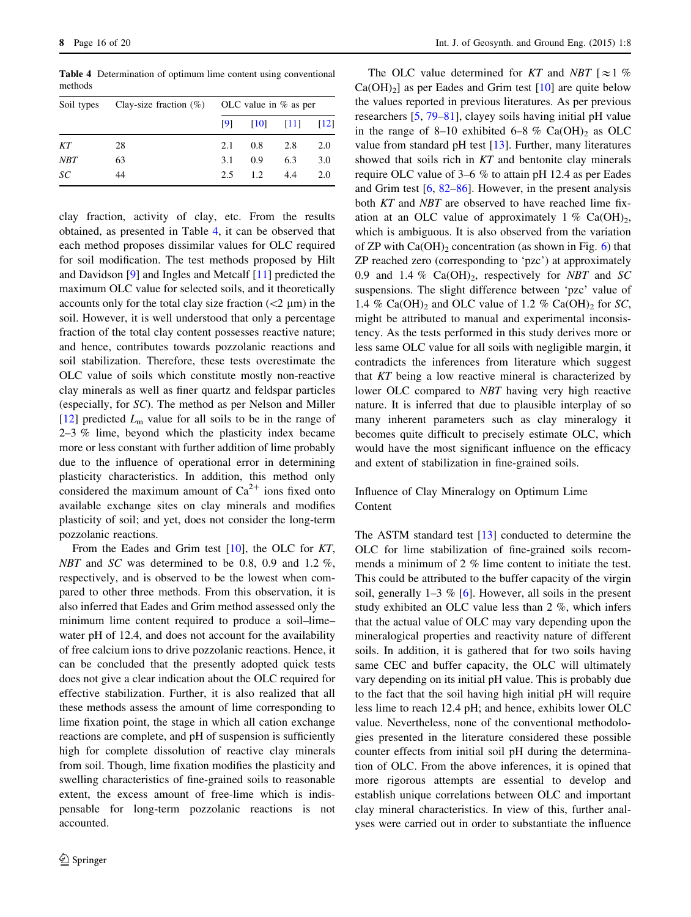Table 4 Determination of optimum lime content using conventional methods

| Soil types | Clay-size fraction (%) | OLC value in % as per | | | |
|---|---|---|---|---|---|
| | | [9] | [10] | [11] | [12] |
| *KT* | 28 | 2.1 | 0.8 | 2.8 | 2.0 |
| *NBT* | 63 | 3.1 | 0.9 | 6.3 | 3.0 |
| *SC* | 44 | 2.5 | 1.2 | 4.4 | 2.0 |

clay fraction, activity of clay, etc. From the results obtained, as presented in Table 4, it can be observed that each method proposes dissimilar values for OLC required for soil modification. The test methods proposed by Hilt and Davidson [9] and Ingles and Metcalf [11] predicted the maximum OLC value for selected soils, and it theoretically accounts only for the total clay size fraction (<2 μm) in the soil. However, it is well understood that only a percentage fraction of the total clay content possesses reactive nature; and hence, contributes towards pozzolanic reactions and soil stabilization. Therefore, these tests overestimate the OLC value of soils which constitute mostly non-reactive clay minerals as well as finer quartz and feldspar particles (especially, for *SC*). The method as per Nelson and Miller [12] predicted $L_m$ value for all soils to be in the range of 2–3 % lime, beyond which the plasticity index became more or less constant with further addition of lime probably due to the influence of operational error in determining plasticity characteristics. In addition, this method only considered the maximum amount of $Ca^{2+}$ ions fixed onto available exchange sites on clay minerals and modifies plasticity of soil; and yet, does not consider the long-term pozzolanic reactions.

From the Eades and Grim test [10], the OLC for *KT*, *NBT* and *SC* was determined to be 0.8, 0.9 and 1.2 %, respectively, and is observed to be the lowest when compared to other three methods. From this observation, it is also inferred that Eades and Grim method assessed only the minimum lime content required to produce a soil–lime–water pH of 12.4, and does not account for the availability of free calcium ions to drive pozzolanic reactions. Hence, it can be concluded that the presently adopted quick tests does not give a clear indication about the OLC required for effective stabilization. Further, it is also realized that all these methods assess the amount of lime corresponding to lime fixation point, the stage in which all cation exchange reactions are complete, and pH of suspension is sufficiently high for complete dissolution of reactive clay minerals from soil. Though, lime fixation modifies the plasticity and swelling characteristics of fine-grained soils to reasonable extent, the excess amount of free-lime which is indispensable for long-term pozzolanic reactions is not accounted.

The OLC value determined for *KT* and *NBT* [≈1 % $Ca(OH)_2$] as per Eades and Grim test [10] are quite below the values reported in previous literatures. As per previous researchers [5, 79–81], clayey soils having initial pH value in the range of 8–10 exhibited 6–8 % $Ca(OH)_2$ as OLC value from standard pH test [13]. Further, many literatures showed that soils rich in *KT* and bentonite clay minerals require OLC value of 3–6 % to attain pH 12.4 as per Eades and Grim test [6, 82–86]. However, in the present analysis both *KT* and *NBT* are observed to have reached lime fixation at an OLC value of approximately 1 % $Ca(OH)_2$, which is ambiguous. It is also observed from the variation of ZP with $Ca(OH)_2$ concentration (as shown in Fig. 6) that ZP reached zero (corresponding to 'pzc') at approximately 0.9 and 1.4 % $Ca(OH)_2$, respectively for *NBT* and *SC* suspensions. The slight difference between 'pzc' value of 1.4 % $Ca(OH)_2$ and OLC value of 1.2 % $Ca(OH)_2$ for *SC*, might be attributed to manual and experimental inconsistency. As the tests performed in this study derives more or less same OLC value for all soils with negligible margin, it contradicts the inferences from literature which suggest that *KT* being a low reactive mineral is characterized by lower OLC compared to *NBT* having very high reactive nature. It is inferred that due to plausible interplay of so many inherent parameters such as clay mineralogy it becomes quite difficult to precisely estimate OLC, which would have the most significant influence on the efficacy and extent of stabilization in fine-grained soils.

## Influence of Clay Mineralogy on Optimum Lime Content

The ASTM standard test [13] conducted to determine the OLC for lime stabilization of fine-grained soils recommends a minimum of 2 % lime content to initiate the test. This could be attributed to the buffer capacity of the virgin soil, generally 1–3 % [6]. However, all soils in the present study exhibited an OLC value less than 2 %, which infers that the actual value of OLC may vary depending upon the mineralogical properties and reactivity nature of different soils. In addition, it is gathered that for two soils having same CEC and buffer capacity, the OLC will ultimately vary depending on its initial pH value. This is probably due to the fact that the soil having high initial pH will require less lime to reach 12.4 pH; and hence, exhibits lower OLC value. Nevertheless, none of the conventional methodologies presented in the literature considered these possible counter effects from initial soil pH during the determination of OLC. From the above inferences, it is opined that more rigorous attempts are essential to develop and establish unique correlations between OLC and important clay mineral characteristics. In view of this, further analyses were carried out in order to substantiate the influence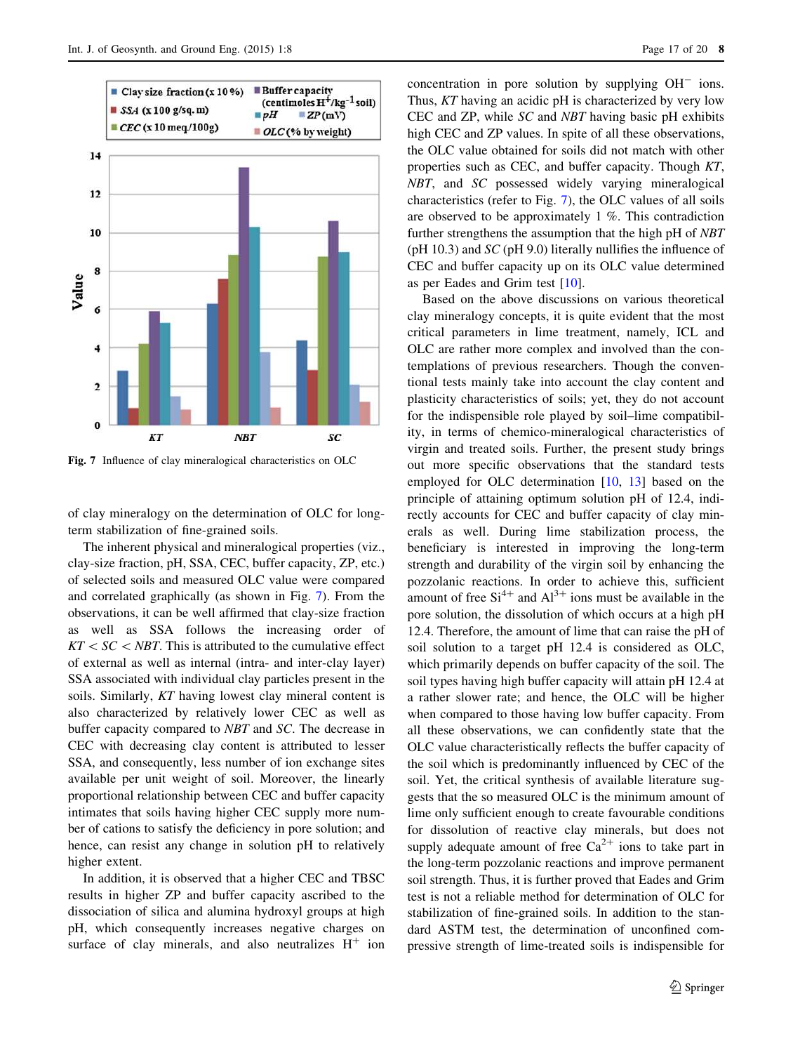Clay size fraction (x 10 %)
SSA (x 100 g/sq. m)
CEC (x 10 meq/100g)
Buffer capacity (centimoles H+/kg-1 soil)
pH
ZP (mV)
OLC (% by weight)

Value

14
12
10
8
6
4
2
0

KT
NBT
SC

**Fig. 7** Influence of clay mineralogical characteristics on OLC

of clay mineralogy on the determination of OLC for long-term stabilization of fine-grained soils.

The inherent physical and mineralogical properties (viz., clay-size fraction, pH, SSA, CEC, buffer capacity, ZP, etc.) of selected soils and measured OLC value were compared and correlated graphically (as shown in Fig. 7). From the observations, it can be well affirmed that clay-size fraction as well as SSA follows the increasing order of *KT* < *SC* < *NBT*. This is attributed to the cumulative effect of external as well as internal (intra- and inter-clay layer) SSA associated with individual clay particles present in the soils. Similarly, *KT* having lowest clay mineral content is also characterized by relatively lower CEC as well as buffer capacity compared to *NBT* and *SC*. The decrease in CEC with decreasing clay content is attributed to lesser SSA, and consequently, less number of ion exchange sites available per unit weight of soil. Moreover, the linearly proportional relationship between CEC and buffer capacity intimates that soils having higher CEC supply more number of cations to satisfy the deficiency in pore solution; and hence, can resist any change in solution pH to relatively higher extent.

In addition, it is observed that a higher CEC and TBSC results in higher ZP and buffer capacity ascribed to the dissociation of silica and alumina hydroxyl groups at high pH, which consequently increases negative charges on surface of clay minerals, and also neutralizes $H^+$ ion concentration in pore solution by supplying $OH^-$ ions. Thus, *KT* having an acidic pH is characterized by very low CEC and ZP, while *SC* and *NBT* having basic pH exhibits high CEC and ZP values. In spite of all these observations, the OLC value obtained for soils did not match with other properties such as CEC, and buffer capacity. Though *KT*, *NBT*, and *SC* possessed widely varying mineralogical characteristics (refer to Fig. 7), the OLC values of all soils are observed to be approximately 1 %. This contradiction further strengthens the assumption that the high pH of *NBT* (pH 10.3) and *SC* (pH 9.0) literally nullifies the influence of CEC and buffer capacity up on its OLC value determined as per Eades and Grim test [10].

Based on the above discussions on various theoretical clay mineralogy concepts, it is quite evident that the most critical parameters in lime treatment, namely, ICL and OLC are rather more complex and involved than the contemplations of previous researchers. Though the conventional tests mainly take into account the clay content and plasticity characteristics of soils; yet, they do not account for the indispensible role played by soil–lime compatibility, in terms of chemico-mineralogical characteristics of virgin and treated soils. Further, the present study brings out more specific observations that the standard tests employed for OLC determination [10, 13] based on the principle of attaining optimum solution pH of 12.4, indirectly accounts for CEC and buffer capacity of clay minerals as well. During lime stabilization process, the beneficiary is interested in improving the long-term strength and durability of the virgin soil by enhancing the pozzolanic reactions. In order to achieve this, sufficient amount of free $Si^{4+}$ and $Al^{3+}$ ions must be available in the pore solution, the dissolution of which occurs at a high pH 12.4. Therefore, the amount of lime that can raise the pH of soil solution to a target pH 12.4 is considered as OLC, which primarily depends on buffer capacity of the soil. The soil types having high buffer capacity will attain pH 12.4 at a rather slower rate; and hence, the OLC will be higher when compared to those having low buffer capacity. From all these observations, we can confidently state that the OLC value characteristically reflects the buffer capacity of the soil which is predominantly influenced by CEC of the soil. Yet, the critical synthesis of available literature suggests that the so measured OLC is the minimum amount of lime only sufficient enough to create favourable conditions for dissolution of reactive clay minerals, but does not supply adequate amount of free $Ca^{2+}$ ions to take part in the long-term pozzolanic reactions and improve permanent soil strength. Thus, it is further proved that Eades and Grim test is not a reliable method for determination of OLC for stabilization of fine-grained soils. In addition to the standard ASTM test, the determination of unconfined compressive strength of lime-treated soils is indispensible for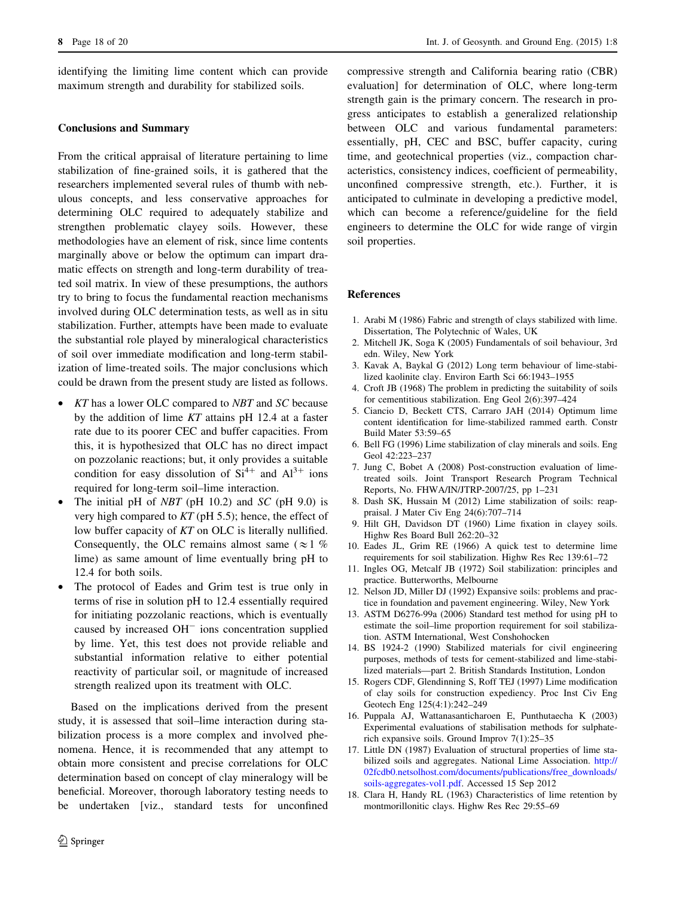identifying the limiting lime content which can provide maximum strength and durability for stabilized soils.

### Conclusions and Summary

From the critical appraisal of literature pertaining to lime stabilization of fine-grained soils, it is gathered that the researchers implemented several rules of thumb with nebulous concepts, and less conservative approaches for determining OLC required to adequately stabilize and strengthen problematic clayey soils. However, these methodologies have an element of risk, since lime contents marginally above or below the optimum can impart dramatic effects on strength and long-term durability of treated soil matrix. In view of these presumptions, the authors try to bring to focus the fundamental reaction mechanisms involved during OLC determination tests, as well as in situ stabilization. Further, attempts have been made to evaluate the substantial role played by mineralogical characteristics of soil over immediate modification and long-term stabilization of lime-treated soils. The major conclusions which could be drawn from the present study are listed as follows.

- *KT* has a lower OLC compared to *NBT* and *SC* because by the addition of lime *KT* attains pH 12.4 at a faster rate due to its poorer CEC and buffer capacities. From this, it is hypothesized that OLC has no direct impact on pozzolanic reactions; but, it only provides a suitable condition for easy dissolution of $Si^{4+}$ and $Al^{3+}$ ions required for long-term soil–lime interaction.
- The initial pH of *NBT* (pH 10.2) and *SC* (pH 9.0) is very high compared to *KT* (pH 5.5); hence, the effect of low buffer capacity of *KT* on OLC is literally nullified. Consequently, the OLC remains almost same ($\approx 1$ % lime) as same amount of lime eventually bring pH to 12.4 for both soils.
- The protocol of Eades and Grim test is true only in terms of rise in solution pH to 12.4 essentially required for initiating pozzolanic reactions, which is eventually caused by increased $OH^-$ ions concentration supplied by lime. Yet, this test does not provide reliable and substantial information relative to either potential reactivity of particular soil, or magnitude of increased strength realized upon its treatment with OLC.

Based on the implications derived from the present study, it is assessed that soil–lime interaction during stabilization process is a more complex and involved phenomena. Hence, it is recommended that any attempt to obtain more consistent and precise correlations for OLC determination based on concept of clay mineralogy will be beneficial. Moreover, thorough laboratory testing needs to be undertaken [viz., standard tests for unconfined compressive strength and California bearing ratio (CBR) evaluation] for determination of OLC, where long-term strength gain is the primary concern. The research in progress anticipates to establish a generalized relationship between OLC and various fundamental parameters: essentially, pH, CEC and BSC, buffer capacity, curing time, and geotechnical properties (viz., compaction characteristics, consistency indices, coefficient of permeability, unconfined compressive strength, etc.). Further, it is anticipated to culminate in developing a predictive model, which can become a reference/guideline for the field engineers to determine the OLC for wide range of virgin soil properties.

### References

1. Arabi M (1986) Fabric and strength of clays stabilized with lime. Dissertation, The Polytechnic of Wales, UK
2. Mitchell JK, Soga K (2005) Fundamentals of soil behaviour, 3rd edn. Wiley, New York
3. Kavak A, Baykal G (2012) Long term behaviour of lime-stabilized kaolinite clay. Environ Earth Sci 66:1943–1955
4. Croft JB (1968) The problem in predicting the suitability of soils for cementitious stabilization. Eng Geol 2(6):397–424
5. Ciancio D, Beckett CTS, Carraro JAH (2014) Optimum lime content identification for lime-stabilized rammed earth. Constr Build Mater 53:59–65
6. Bell FG (1996) Lime stabilization of clay minerals and soils. Eng Geol 42:223–237
7. Jung C, Bobet A (2008) Post-construction evaluation of lime-treated soils. Joint Transport Research Program Technical Reports, No. FHWA/IN/JTRP-2007/25, pp 1–231
8. Dash SK, Hussain M (2012) Lime stabilization of soils: reappraisal. J Mater Civ Eng 24(6):707–714
9. Hilt GH, Davidson DT (1960) Lime fixation in clayey soils. Highw Res Board Bull 262:20–32
10. Eades JL, Grim RE (1966) A quick test to determine lime requirements for soil stabilization. Highw Res Rec 139:61–72
11. Ingles OG, Metcalf JB (1972) Soil stabilization: principles and practice. Butterworths, Melbourne
12. Nelson JD, Miller DJ (1992) Expansive soils: problems and practice in foundation and pavement engineering. Wiley, New York
13. ASTM D6276-99a (2006) Standard test method for using pH to estimate the soil–lime proportion requirement for soil stabilization. ASTM International, West Conshohocken
14. BS 1924-2 (1990) Stabilized materials for civil engineering purposes, methods of tests for cement-stabilized and lime-stabilized materials—part 2. British Standards Institution, London
15. Rogers CDF, Glendinning S, Roff TEJ (1997) Lime modification of clay soils for construction expediency. Proc Inst Civ Eng Geotech Eng 125(4:1):242–249
16. Puppala AJ, Wattanasanticharoen E, Punthutaecha K (2003) Experimental evaluations of stabilisation methods for sulphate-rich expansive soils. Ground Improv 7(1):25–35
17. Little DN (1987) Evaluation of structural properties of lime stabilized soils and aggregates. National Lime Association. http://02fcdb0.netsolhost.com/documents/publications/free_downloads/soils-aggregates-vol1.pdf. Accessed 15 Sep 2012
18. Clara H, Handy RL (1963) Characteristics of lime retention by montmorillonitic clays. Highw Res Rec 29:55–69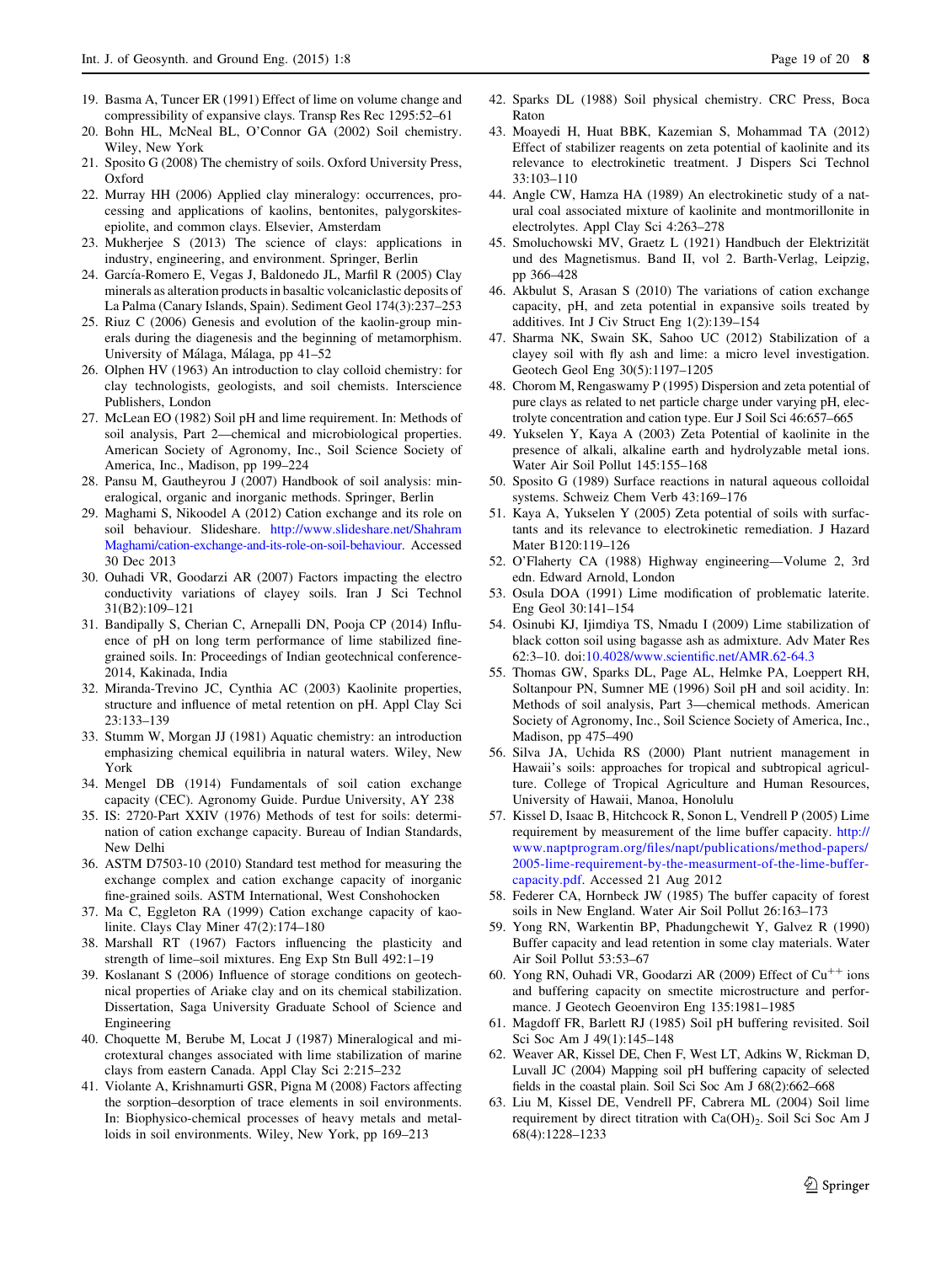19. Basma A, Tuncer ER (1991) Effect of lime on volume change and compressibility of expansive clays. Transp Res Rec 1295:52–61
20. Bohn HL, McNeal BL, O'Connor GA (2002) Soil chemistry. Wiley, New York
21. Sposito G (2008) The chemistry of soils. Oxford University Press, Oxford
22. Murray HH (2006) Applied clay mineralogy: occurrences, processing and applications of kaolins, bentonites, palygorskites-epiolite, and common clays. Elsevier, Amsterdam
23. Mukherjee S (2013) The science of clays: applications in industry, engineering, and environment. Springer, Berlin
24. García-Romero E, Vegas J, Baldonedo JL, Marfil R (2005) Clay minerals as alteration products in basaltic volcaniclastic deposits of La Palma (Canary Islands, Spain). Sediment Geol 174(3):237–253
25. Riuz C (2006) Genesis and evolution of the kaolin-group minerals during the diagenesis and the beginning of metamorphism. University of Málaga, Málaga, pp 41–52
26. Olphen HV (1963) An introduction to clay colloid chemistry: for clay technologists, geologists, and soil chemists. Interscience Publishers, London
27. McLean EO (1982) Soil pH and lime requirement. In: Methods of soil analysis, Part 2—chemical and microbiological properties. American Society of Agronomy, Inc., Soil Science Society of America, Inc., Madison, pp 199–224
28. Pansu M, Gautheyrou J (2007) Handbook of soil analysis: mineralogical, organic and inorganic methods. Springer, Berlin
29. Maghami S, Nikoodel A (2012) Cation exchange and its role on soil behaviour. Slideshare. http://www.slideshare.net/ShahramMaghami/cation-exchange-and-its-role-on-soil-behaviour. Accessed 30 Dec 2013
30. Ouhadi VR, Goodarzi AR (2007) Factors impacting the electro conductivity variations of clayey soils. Iran J Sci Technol 31(B2):109–121
31. Bandipally S, Cherian C, Arnepalli DN, Pooja CP (2014) Influence of pH on long term performance of lime stabilized fine-grained soils. In: Proceedings of Indian geotechnical conference-2014, Kakinada, India
32. Miranda-Trevino JC, Cynthia AC (2003) Kaolinite properties, structure and influence of metal retention on pH. Appl Clay Sci 23:133–139
33. Stumm W, Morgan JJ (1981) Aquatic chemistry: an introduction emphasizing chemical equilibria in natural waters. Wiley, New York
34. Mengel DB (1914) Fundamentals of soil cation exchange capacity (CEC). Agronomy Guide. Purdue University, AY 238
35. IS: 2720-Part XXIV (1976) Methods of test for soils: determination of cation exchange capacity. Bureau of Indian Standards, New Delhi
36. ASTM D7503-10 (2010) Standard test method for measuring the exchange complex and cation exchange capacity of inorganic fine-grained soils. ASTM International, West Conshohocken
37. Ma C, Eggleton RA (1999) Cation exchange capacity of kaolinite. Clays Clay Miner 47(2):174–180
38. Marshall RT (1967) Factors influencing the plasticity and strength of lime–soil mixtures. Eng Exp Stn Bull 492:1–19
39. Koslanant S (2006) Influence of storage conditions on geotechnical properties of Ariake clay and on its chemical stabilization. Dissertation, Saga University Graduate School of Science and Engineering
40. Choquette M, Berube M, Locat J (1987) Mineralogical and microtextural changes associated with lime stabilization of marine clays from eastern Canada. Appl Clay Sci 2:215–232
41. Violante A, Krishnamurti GSR, Pigna M (2008) Factors affecting the sorption–desorption of trace elements in soil environments. In: Biophysico-chemical processes of heavy metals and metalloids in soil environments. Wiley, New York, pp 169–213
42. Sparks DL (1988) Soil physical chemistry. CRC Press, Boca Raton
43. Moayedi H, Huat BBK, Kazemian S, Mohammad TA (2012) Effect of stabilizer reagents on zeta potential of kaolinite and its relevance to electrokinetic treatment. J Dispers Sci Technol 33:103–110
44. Angle CW, Hamza HA (1989) An electrokinetic study of a natural coal associated mixture of kaolinite and montmorillonite in electrolytes. Appl Clay Sci 4:263–278
45. Smoluchowski MV, Graetz L (1921) Handbuch der Elektrizität und des Magnetismus. Band II, vol 2. Barth-Verlag, Leipzig, pp 366–428
46. Akbulut S, Arasan S (2010) The variations of cation exchange capacity, pH, and zeta potential in expansive soils treated by additives. Int J Civ Struct Eng 1(2):139–154
47. Sharma NK, Swain SK, Sahoo UC (2012) Stabilization of a clayey soil with fly ash and lime: a micro level investigation. Geotech Geol Eng 30(5):1197–1205
48. Chorom M, Rengaswamy P (1995) Dispersion and zeta potential of pure clays as related to net particle charge under varying pH, electrolyte concentration and cation type. Eur J Soil Sci 46:657–665
49. Yukselen Y, Kaya A (2003) Zeta Potential of kaolinite in the presence of alkali, alkaline earth and hydrolyzable metal ions. Water Air Soil Pollut 145:155–168
50. Sposito G (1989) Surface reactions in natural aqueous colloidal systems. Schweiz Chem Verb 43:169–176
51. Kaya A, Yukselen Y (2005) Zeta potential of soils with surfactants and its relevance to electrokinetic remediation. J Hazard Mater B120:119–126
52. O'Flaherty CA (1988) Highway engineering—Volume 2, 3rd edn. Edward Arnold, London
53. Osula DOA (1991) Lime modification of problematic laterite. Eng Geol 30:141–154
54. Osinubi KJ, Ijimdiya TS, Nmadu I (2009) Lime stabilization of black cotton soil using bagasse ash as admixture. Adv Mater Res 62:3–10. doi:10.4028/www.scientific.net/AMR.62-64.3
55. Thomas GW, Sparks DL, Page AL, Helmke PA, Loeppert RH, Soltanpour PN, Sumner ME (1996) Soil pH and soil acidity. In: Methods of soil analysis, Part 3—chemical methods. American Society of Agronomy, Inc., Soil Science Society of America, Inc., Madison, pp 475–490
56. Silva JA, Uchida RS (2000) Plant nutrient management in Hawaii's soils: approaches for tropical and subtropical agriculture. College of Tropical Agriculture and Human Resources, University of Hawaii, Manoa, Honolulu
57. Kissel D, Isaac B, Hitchcock R, Sonon L, Vendrell P (2005) Lime requirement by measurement of the lime buffer capacity. http://www.naptprogram.org/files/napt/publications/method-papers/2005-lime-requirement-by-the-measurment-of-the-lime-buffer-capacity.pdf. Accessed 21 Aug 2012
58. Federer CA, Hornbeck JW (1985) The buffer capacity of forest soils in New England. Water Air Soil Pollut 26:163–173
59. Yong RN, Warkentin BP, Phadungchewit Y, Galvez R (1990) Buffer capacity and lead retention in some clay materials. Water Air Soil Pollut 53:53–67
60. Yong RN, Ouhadi VR, Goodarzi AR (2009) Effect of $Cu^{++}$ ions and buffering capacity on smectite microstructure and performance. J Geotech Geoenviron Eng 135:1981–1985
61. Magdoff FR, Barlett RJ (1985) Soil pH buffering revisited. Soil Sci Soc Am J 49(1):145–148
62. Weaver AR, Kissel DE, Chen F, West LT, Adkins W, Rickman D, Luvall JC (2004) Mapping soil pH buffering capacity of selected fields in the coastal plain. Soil Sci Soc Am J 68(2):662–668
63. Liu M, Kissel DE, Vendrell PF, Cabrera ML (2004) Soil lime requirement by direct titration with $Ca(OH)_2$. Soil Sci Soc Am J 68(4):1228–1233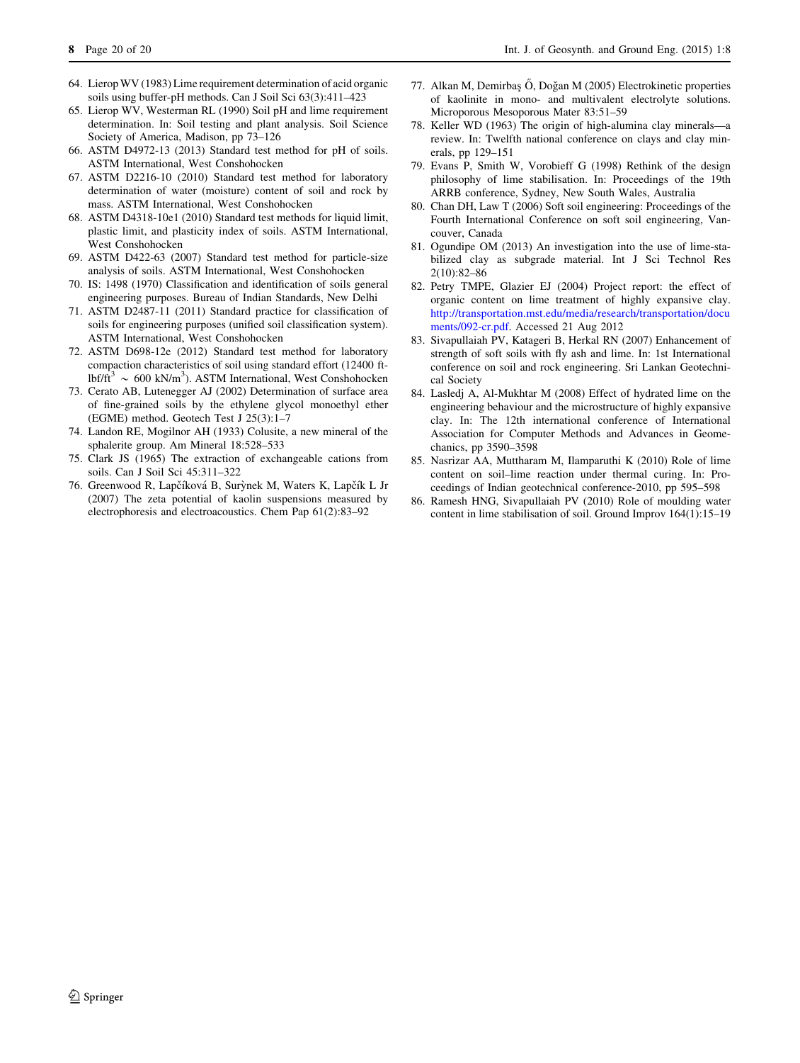64. Lierop WV (1983) Lime requirement determination of acid organic soils using buffer-pH methods. Can J Soil Sci 63(3):411–423
65. Lierop WV, Westerman RL (1990) Soil pH and lime requirement determination. In: Soil testing and plant analysis. Soil Science Society of America, Madison, pp 73–126
66. ASTM D4972-13 (2013) Standard test method for pH of soils. ASTM International, West Conshohocken
67. ASTM D2216-10 (2010) Standard test method for laboratory determination of water (moisture) content of soil and rock by mass. ASTM International, West Conshohocken
68. ASTM D4318-10e1 (2010) Standard test methods for liquid limit, plastic limit, and plasticity index of soils. ASTM International, West Conshohocken
69. ASTM D422-63 (2007) Standard test method for particle-size analysis of soils. ASTM International, West Conshohocken
70. IS: 1498 (1970) Classification and identification of soils general engineering purposes. Bureau of Indian Standards, New Delhi
71. ASTM D2487-11 (2011) Standard practice for classification of soils for engineering purposes (unified soil classification system). ASTM International, West Conshohocken
72. ASTM D698-12e (2012) Standard test method for laboratory compaction characteristics of soil using standard effort (12400 ft-lbf/ft$^3$ $\sim$ 600 kN/m$^3$). ASTM International, West Conshohocken
73. Cerato AB, Lutenegger AJ (2002) Determination of surface area of fine-grained soils by the ethylene glycol monoethyl ether (EGME) method. Geotech Test J 25(3):1–7
74. Landon RE, Mogilnor AH (1933) Colusite, a new mineral of the sphalerite group. Am Mineral 18:528–533
75. Clark JS (1965) The extraction of exchangeable cations from soils. Can J Soil Sci 45:311–322
76. Greenwood R, Lapčíková B, Surỳnek M, Waters K, Lapčík L Jr (2007) The zeta potential of kaolin suspensions measured by electrophoresis and electroacoustics. Chem Pap 61(2):83–92
77. Alkan M, Demirbaş Ő, Doğan M (2005) Electrokinetic properties of kaolinite in mono- and multivalent electrolyte solutions. Microporous Mesoporous Mater 83:51–59
78. Keller WD (1963) The origin of high-alumina clay minerals—a review. In: Twelfth national conference on clays and clay minerals, pp 129–151
79. Evans P, Smith W, Vorobieff G (1998) Rethink of the design philosophy of lime stabilisation. In: Proceedings of the 19th ARRB conference, Sydney, New South Wales, Australia
80. Chan DH, Law T (2006) Soft soil engineering: Proceedings of the Fourth International Conference on soft soil engineering, Vancouver, Canada
81. Ogundipe OM (2013) An investigation into the use of lime-stabilized clay as subgrade material. Int J Sci Technol Res 2(10):82–86
82. Petry TMPE, Glazier EJ (2004) Project report: the effect of organic content on lime treatment of highly expansive clay. http://transportation.mst.edu/media/research/transportation/documents/092-cr.pdf. Accessed 21 Aug 2012
83. Sivapullaiah PV, Katageri B, Herkal RN (2007) Enhancement of strength of soft soils with fly ash and lime. In: 1st International conference on soil and rock engineering. Sri Lankan Geotechnical Society
84. Lasledj A, Al-Mukhtar M (2008) Effect of hydrated lime on the engineering behaviour and the microstructure of highly expansive clay. In: The 12th international conference of International Association for Computer Methods and Advances in Geomechanics, pp 3590–3598
85. Nasrizar AA, Muttharam M, Ilamparuthi K (2010) Role of lime content on soil–lime reaction under thermal curing. In: Proceedings of Indian geotechnical conference-2010, pp 595–598
86. Ramesh HNG, Sivapullaiah PV (2010) Role of moulding water content in lime stabilisation of soil. Ground Improv 164(1):15–19